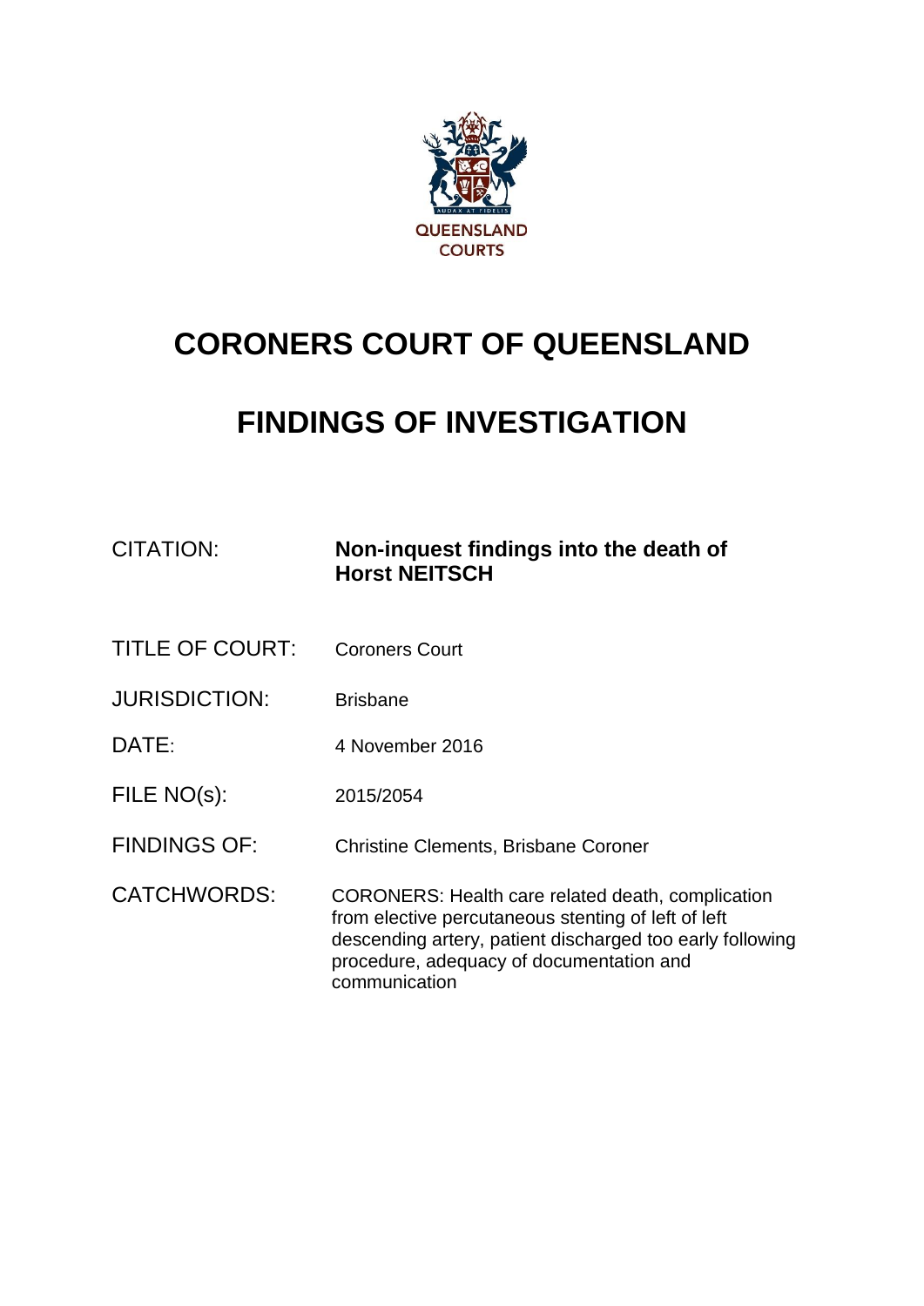QUEENSLAND COURTS

# CORONERS COURT OF QUEENSLAND

# FINDINGS OF INVESTIGATION

| | |
|---|---|
| CITATION: | **Non-inquest findings into the death of Horst NEITSCH** |
| TITLE OF COURT: | Coroners Court |
| JURISDICTION: | Brisbane |
| DATE: | 4 November 2016 |
| FILE NO(s): | 2015/2054 |
| FINDINGS OF: | Christine Clements, Brisbane Coroner |
| CATCHWORDS: | CORONERS: Health care related death, complication from elective percutaneous stenting of left of left descending artery, patient discharged too early following procedure, adequacy of documentation and communication |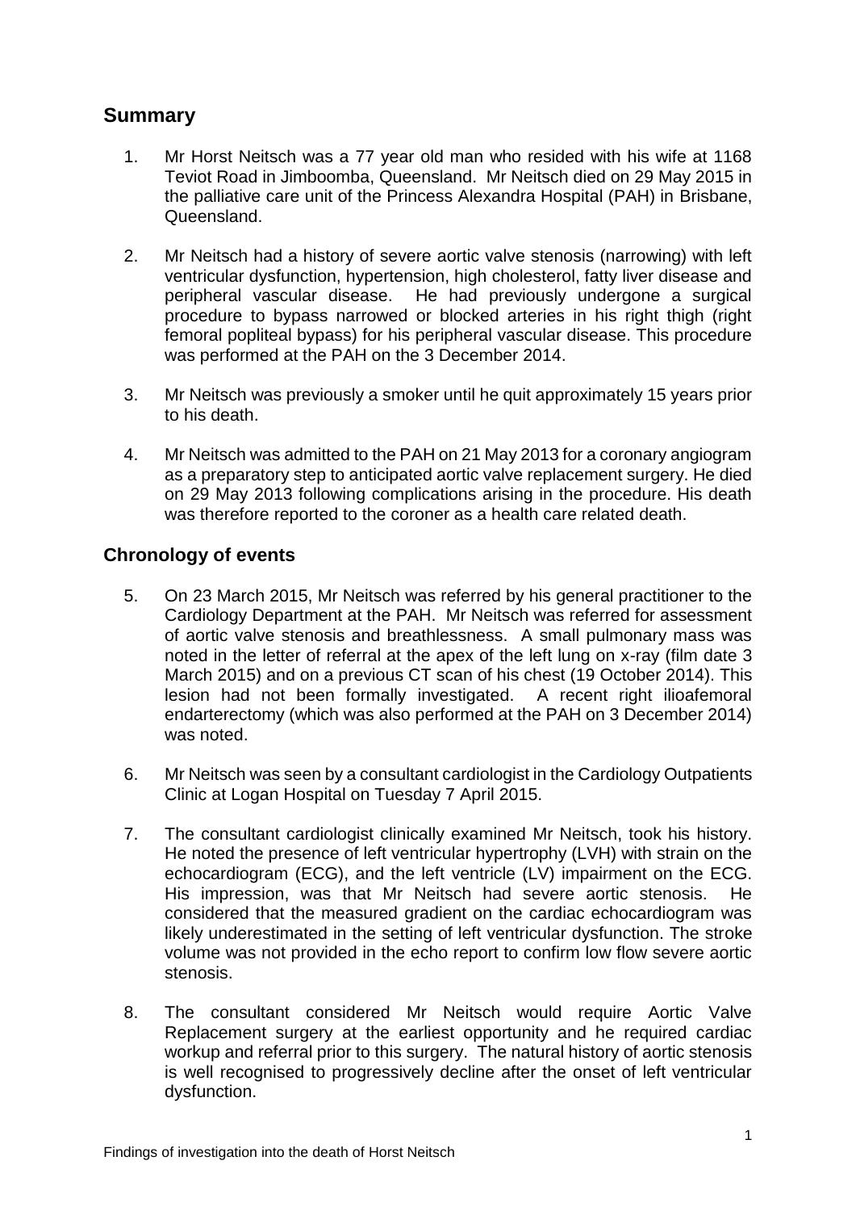## Summary

1. Mr Horst Neitsch was a 77 year old man who resided with his wife at 1168 Teviot Road in Jimboomba, Queensland. Mr Neitsch died on 29 May 2015 in the palliative care unit of the Princess Alexandra Hospital (PAH) in Brisbane, Queensland.

2. Mr Neitsch had a history of severe aortic valve stenosis (narrowing) with left ventricular dysfunction, hypertension, high cholesterol, fatty liver disease and peripheral vascular disease. He had previously undergone a surgical procedure to bypass narrowed or blocked arteries in his right thigh (right femoral popliteal bypass) for his peripheral vascular disease. This procedure was performed at the PAH on the 3 December 2014.

3. Mr Neitsch was previously a smoker until he quit approximately 15 years prior to his death.

4. Mr Neitsch was admitted to the PAH on 21 May 2013 for a coronary angiogram as a preparatory step to anticipated aortic valve replacement surgery. He died on 29 May 2013 following complications arising in the procedure. His death was therefore reported to the coroner as a health care related death.

## Chronology of events

5. On 23 March 2015, Mr Neitsch was referred by his general practitioner to the Cardiology Department at the PAH. Mr Neitsch was referred for assessment of aortic valve stenosis and breathlessness. A small pulmonary mass was noted in the letter of referral at the apex of the left lung on x-ray (film date 3 March 2015) and on a previous CT scan of his chest (19 October 2014). This lesion had not been formally investigated. A recent right ilioafemoral endarterectomy (which was also performed at the PAH on 3 December 2014) was noted.

6. Mr Neitsch was seen by a consultant cardiologist in the Cardiology Outpatients Clinic at Logan Hospital on Tuesday 7 April 2015.

7. The consultant cardiologist clinically examined Mr Neitsch, took his history. He noted the presence of left ventricular hypertrophy (LVH) with strain on the echocardiogram (ECG), and the left ventricle (LV) impairment on the ECG. His impression, was that Mr Neitsch had severe aortic stenosis. He considered that the measured gradient on the cardiac echocardiogram was likely underestimated in the setting of left ventricular dysfunction. The stroke volume was not provided in the echo report to confirm low flow severe aortic stenosis.

8. The consultant considered Mr Neitsch would require Aortic Valve Replacement surgery at the earliest opportunity and he required cardiac workup and referral prior to this surgery. The natural history of aortic stenosis is well recognised to progressively decline after the onset of left ventricular dysfunction.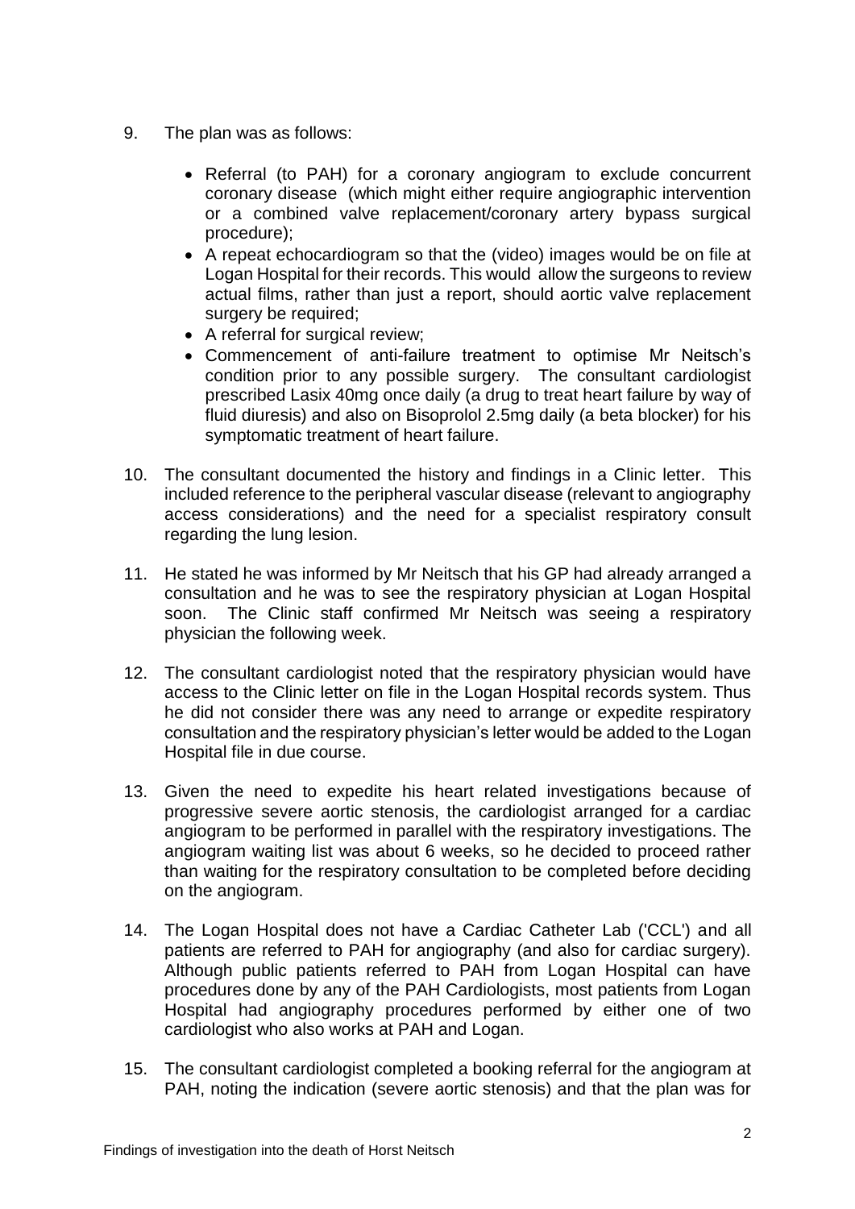9. The plan was as follows:

    - Referral (to PAH) for a coronary angiogram to exclude concurrent coronary disease (which might either require angiographic intervention or a combined valve replacement/coronary artery bypass surgical procedure);
    - A repeat echocardiogram so that the (video) images would be on file at Logan Hospital for their records. This would allow the surgeons to review actual films, rather than just a report, should aortic valve replacement surgery be required;
    - A referral for surgical review;
    - Commencement of anti-failure treatment to optimise Mr Neitsch's condition prior to any possible surgery. The consultant cardiologist prescribed Lasix 40mg once daily (a drug to treat heart failure by way of fluid diuresis) and also on Bisoprolol 2.5mg daily (a beta blocker) for his symptomatic treatment of heart failure.

10. The consultant documented the history and findings in a Clinic letter. This included reference to the peripheral vascular disease (relevant to angiography access considerations) and the need for a specialist respiratory consult regarding the lung lesion.

11. He stated he was informed by Mr Neitsch that his GP had already arranged a consultation and he was to see the respiratory physician at Logan Hospital soon. The Clinic staff confirmed Mr Neitsch was seeing a respiratory physician the following week.

12. The consultant cardiologist noted that the respiratory physician would have access to the Clinic letter on file in the Logan Hospital records system. Thus he did not consider there was any need to arrange or expedite respiratory consultation and the respiratory physician's letter would be added to the Logan Hospital file in due course.

13. Given the need to expedite his heart related investigations because of progressive severe aortic stenosis, the cardiologist arranged for a cardiac angiogram to be performed in parallel with the respiratory investigations. The angiogram waiting list was about 6 weeks, so he decided to proceed rather than waiting for the respiratory consultation to be completed before deciding on the angiogram.

14. The Logan Hospital does not have a Cardiac Catheter Lab ('CCL') and all patients are referred to PAH for angiography (and also for cardiac surgery). Although public patients referred to PAH from Logan Hospital can have procedures done by any of the PAH Cardiologists, most patients from Logan Hospital had angiography procedures performed by either one of two cardiologist who also works at PAH and Logan.

15. The consultant cardiologist completed a booking referral for the angiogram at PAH, noting the indication (severe aortic stenosis) and that the plan was for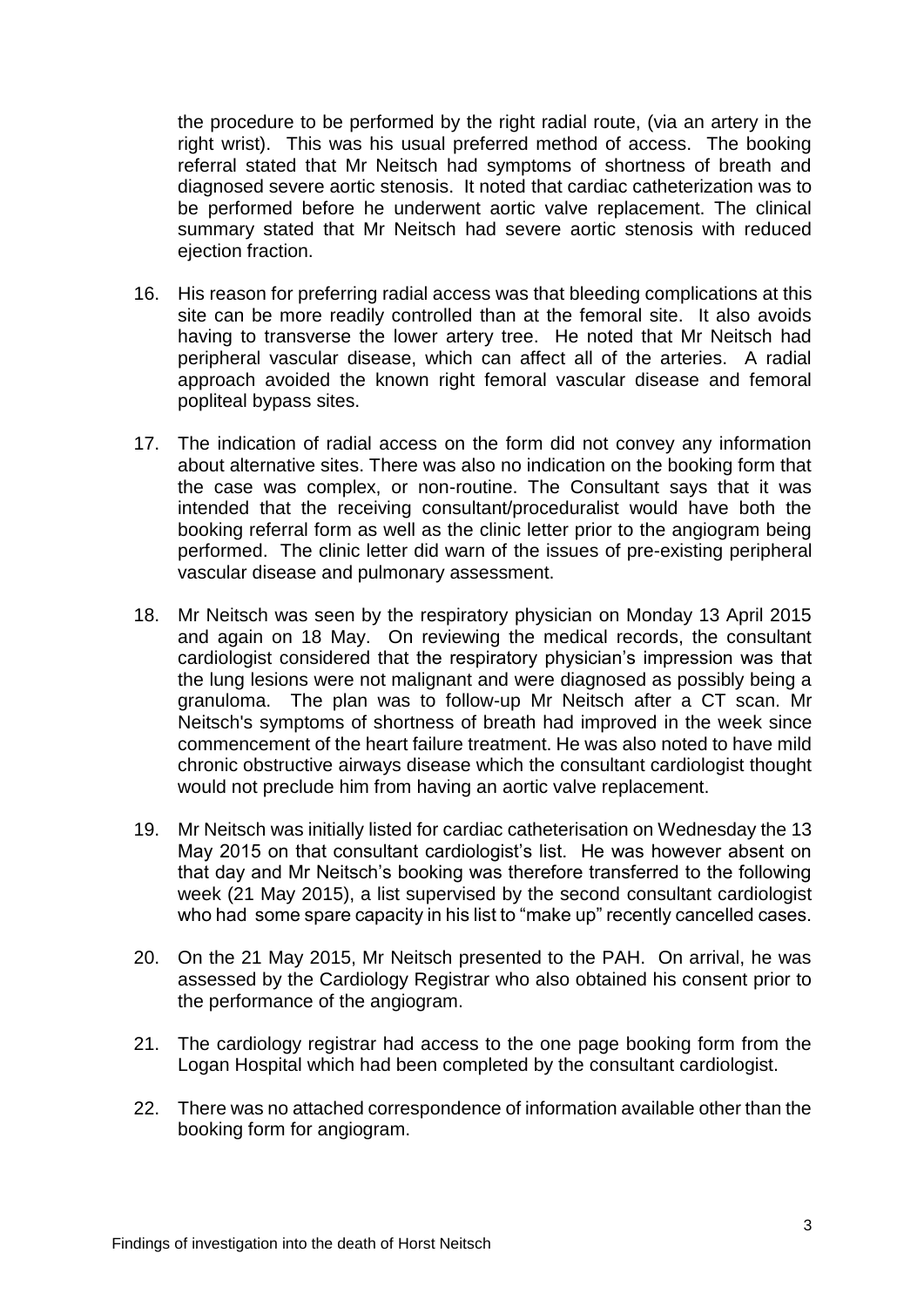the procedure to be performed by the right radial route, (via an artery in the right wrist). This was his usual preferred method of access. The booking referral stated that Mr Neitsch had symptoms of shortness of breath and diagnosed severe aortic stenosis. It noted that cardiac catheterization was to be performed before he underwent aortic valve replacement. The clinical summary stated that Mr Neitsch had severe aortic stenosis with reduced ejection fraction.

16. His reason for preferring radial access was that bleeding complications at this site can be more readily controlled than at the femoral site. It also avoids having to transverse the lower artery tree. He noted that Mr Neitsch had peripheral vascular disease, which can affect all of the arteries. A radial approach avoided the known right femoral vascular disease and femoral popliteal bypass sites.

17. The indication of radial access on the form did not convey any information about alternative sites. There was also no indication on the booking form that the case was complex, or non-routine. The Consultant says that it was intended that the receiving consultant/proceduralist would have both the booking referral form as well as the clinic letter prior to the angiogram being performed. The clinic letter did warn of the issues of pre-existing peripheral vascular disease and pulmonary assessment.

18. Mr Neitsch was seen by the respiratory physician on Monday 13 April 2015 and again on 18 May. On reviewing the medical records, the consultant cardiologist considered that the respiratory physician's impression was that the lung lesions were not malignant and were diagnosed as possibly being a granuloma. The plan was to follow-up Mr Neitsch after a CT scan. Mr Neitsch's symptoms of shortness of breath had improved in the week since commencement of the heart failure treatment. He was also noted to have mild chronic obstructive airways disease which the consultant cardiologist thought would not preclude him from having an aortic valve replacement.

19. Mr Neitsch was initially listed for cardiac catheterisation on Wednesday the 13 May 2015 on that consultant cardiologist's list. He was however absent on that day and Mr Neitsch's booking was therefore transferred to the following week (21 May 2015), a list supervised by the second consultant cardiologist who had some spare capacity in his list to "make up" recently cancelled cases.

20. On the 21 May 2015, Mr Neitsch presented to the PAH. On arrival, he was assessed by the Cardiology Registrar who also obtained his consent prior to the performance of the angiogram.

21. The cardiology registrar had access to the one page booking form from the Logan Hospital which had been completed by the consultant cardiologist.

22. There was no attached correspondence of information available other than the booking form for angiogram.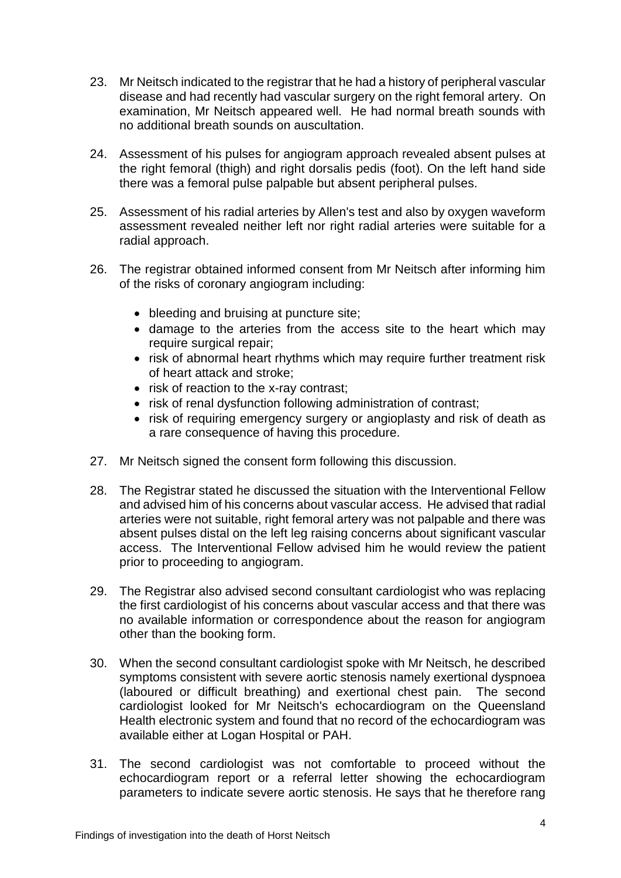23. Mr Neitsch indicated to the registrar that he had a history of peripheral vascular disease and had recently had vascular surgery on the right femoral artery. On examination, Mr Neitsch appeared well. He had normal breath sounds with no additional breath sounds on auscultation.

24. Assessment of his pulses for angiogram approach revealed absent pulses at the right femoral (thigh) and right dorsalis pedis (foot). On the left hand side there was a femoral pulse palpable but absent peripheral pulses.

25. Assessment of his radial arteries by Allen's test and also by oxygen waveform assessment revealed neither left nor right radial arteries were suitable for a radial approach.

26. The registrar obtained informed consent from Mr Neitsch after informing him of the risks of coronary angiogram including:

    - bleeding and bruising at puncture site;
    - damage to the arteries from the access site to the heart which may require surgical repair;
    - risk of abnormal heart rhythms which may require further treatment risk of heart attack and stroke;
    - risk of reaction to the x-ray contrast;
    - risk of renal dysfunction following administration of contrast;
    - risk of requiring emergency surgery or angioplasty and risk of death as a rare consequence of having this procedure.

27. Mr Neitsch signed the consent form following this discussion.

28. The Registrar stated he discussed the situation with the Interventional Fellow and advised him of his concerns about vascular access. He advised that radial arteries were not suitable, right femoral artery was not palpable and there was absent pulses distal on the left leg raising concerns about significant vascular access. The Interventional Fellow advised him he would review the patient prior to proceeding to angiogram.

29. The Registrar also advised second consultant cardiologist who was replacing the first cardiologist of his concerns about vascular access and that there was no available information or correspondence about the reason for angiogram other than the booking form.

30. When the second consultant cardiologist spoke with Mr Neitsch, he described symptoms consistent with severe aortic stenosis namely exertional dyspnoea (laboured or difficult breathing) and exertional chest pain. The second cardiologist looked for Mr Neitsch's echocardiogram on the Queensland Health electronic system and found that no record of the echocardiogram was available either at Logan Hospital or PAH.

31. The second cardiologist was not comfortable to proceed without the echocardiogram report or a referral letter showing the echocardiogram parameters to indicate severe aortic stenosis. He says that he therefore rang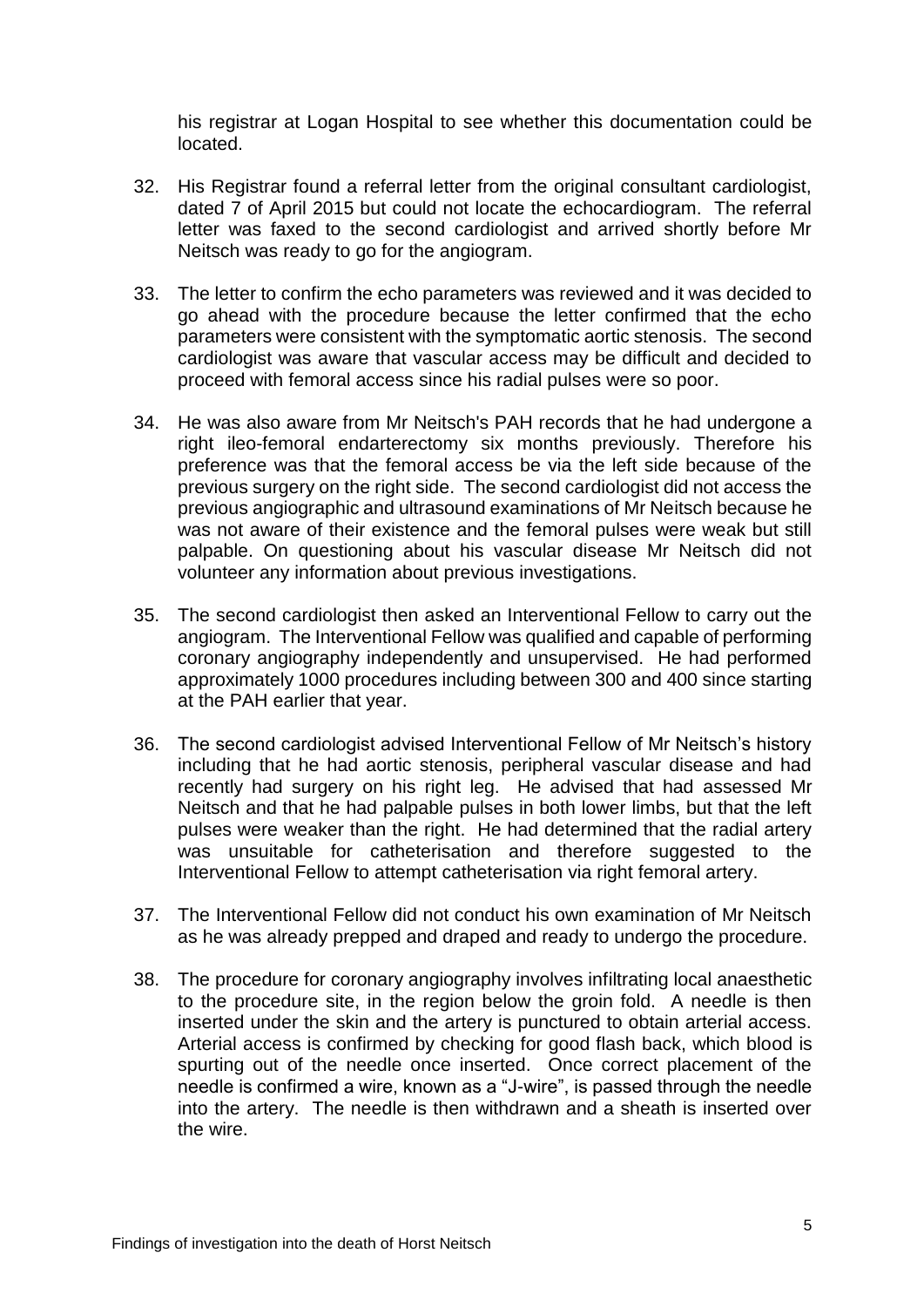his registrar at Logan Hospital to see whether this documentation could be located.

32. His Registrar found a referral letter from the original consultant cardiologist, dated 7 of April 2015 but could not locate the echocardiogram. The referral letter was faxed to the second cardiologist and arrived shortly before Mr Neitsch was ready to go for the angiogram.

33. The letter to confirm the echo parameters was reviewed and it was decided to go ahead with the procedure because the letter confirmed that the echo parameters were consistent with the symptomatic aortic stenosis. The second cardiologist was aware that vascular access may be difficult and decided to proceed with femoral access since his radial pulses were so poor.

34. He was also aware from Mr Neitsch's PAH records that he had undergone a right ileo-femoral endarterectomy six months previously. Therefore his preference was that the femoral access be via the left side because of the previous surgery on the right side. The second cardiologist did not access the previous angiographic and ultrasound examinations of Mr Neitsch because he was not aware of their existence and the femoral pulses were weak but still palpable. On questioning about his vascular disease Mr Neitsch did not volunteer any information about previous investigations.

35. The second cardiologist then asked an Interventional Fellow to carry out the angiogram. The Interventional Fellow was qualified and capable of performing coronary angiography independently and unsupervised. He had performed approximately 1000 procedures including between 300 and 400 since starting at the PAH earlier that year.

36. The second cardiologist advised Interventional Fellow of Mr Neitsch's history including that he had aortic stenosis, peripheral vascular disease and had recently had surgery on his right leg. He advised that had assessed Mr Neitsch and that he had palpable pulses in both lower limbs, but that the left pulses were weaker than the right. He had determined that the radial artery was unsuitable for catheterisation and therefore suggested to the Interventional Fellow to attempt catheterisation via right femoral artery.

37. The Interventional Fellow did not conduct his own examination of Mr Neitsch as he was already prepped and draped and ready to undergo the procedure.

38. The procedure for coronary angiography involves infiltrating local anaesthetic to the procedure site, in the region below the groin fold. A needle is then inserted under the skin and the artery is punctured to obtain arterial access. Arterial access is confirmed by checking for good flash back, which blood is spurting out of the needle once inserted. Once correct placement of the needle is confirmed a wire, known as a "J-wire", is passed through the needle into the artery. The needle is then withdrawn and a sheath is inserted over the wire.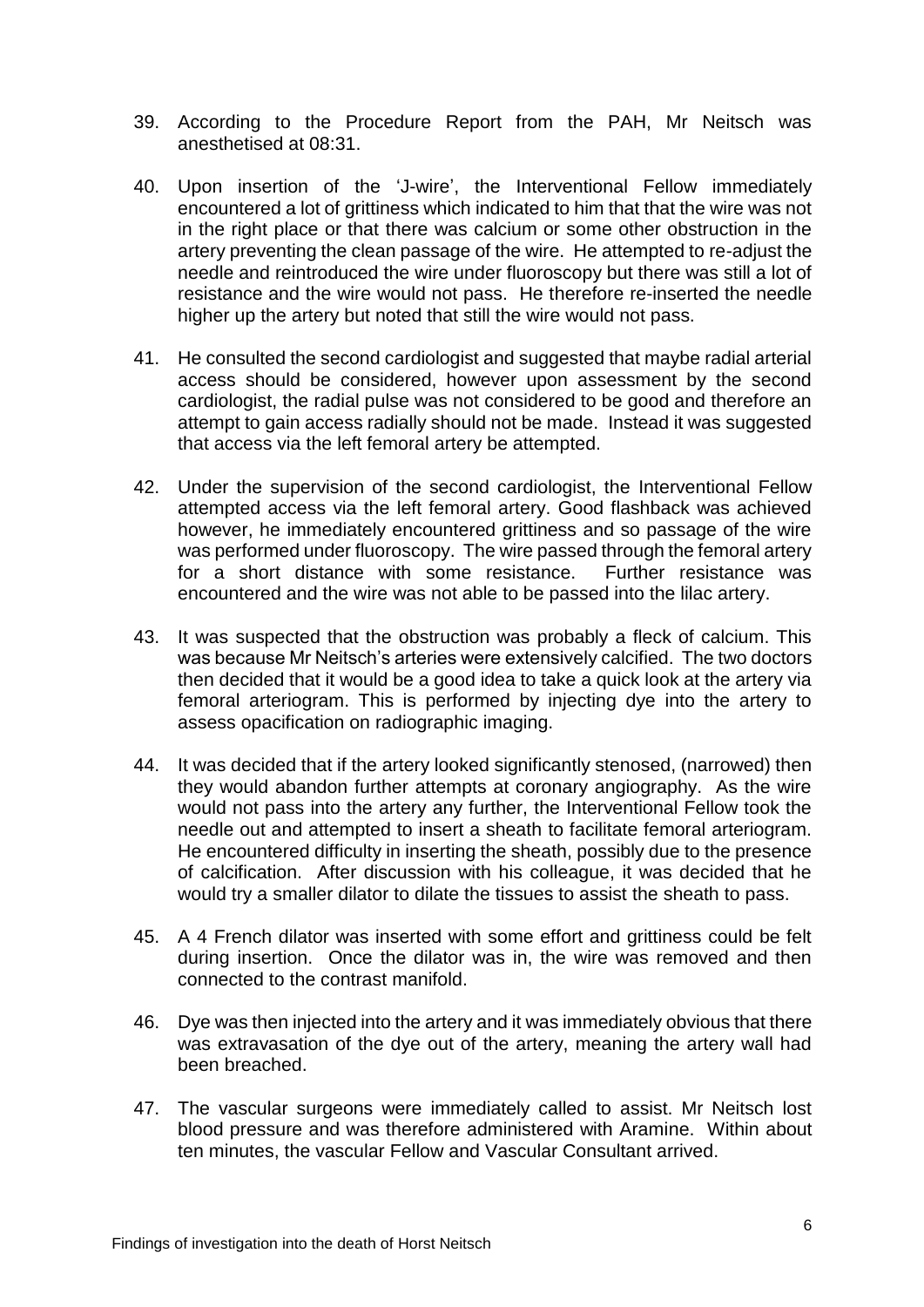39. According to the Procedure Report from the PAH, Mr Neitsch was anesthetised at 08:31.

40. Upon insertion of the 'J-wire', the Interventional Fellow immediately encountered a lot of grittiness which indicated to him that that the wire was not in the right place or that there was calcium or some other obstruction in the artery preventing the clean passage of the wire. He attempted to re-adjust the needle and reintroduced the wire under fluoroscopy but there was still a lot of resistance and the wire would not pass. He therefore re-inserted the needle higher up the artery but noted that still the wire would not pass.

41. He consulted the second cardiologist and suggested that maybe radial arterial access should be considered, however upon assessment by the second cardiologist, the radial pulse was not considered to be good and therefore an attempt to gain access radially should not be made. Instead it was suggested that access via the left femoral artery be attempted.

42. Under the supervision of the second cardiologist, the Interventional Fellow attempted access via the left femoral artery. Good flashback was achieved however, he immediately encountered grittiness and so passage of the wire was performed under fluoroscopy. The wire passed through the femoral artery for a short distance with some resistance. Further resistance was encountered and the wire was not able to be passed into the lilac artery.

43. It was suspected that the obstruction was probably a fleck of calcium. This was because Mr Neitsch's arteries were extensively calcified. The two doctors then decided that it would be a good idea to take a quick look at the artery via femoral arteriogram. This is performed by injecting dye into the artery to assess opacification on radiographic imaging.

44. It was decided that if the artery looked significantly stenosed, (narrowed) then they would abandon further attempts at coronary angiography. As the wire would not pass into the artery any further, the Interventional Fellow took the needle out and attempted to insert a sheath to facilitate femoral arteriogram. He encountered difficulty in inserting the sheath, possibly due to the presence of calcification. After discussion with his colleague, it was decided that he would try a smaller dilator to dilate the tissues to assist the sheath to pass.

45. A 4 French dilator was inserted with some effort and grittiness could be felt during insertion. Once the dilator was in, the wire was removed and then connected to the contrast manifold.

46. Dye was then injected into the artery and it was immediately obvious that there was extravasation of the dye out of the artery, meaning the artery wall had been breached.

47. The vascular surgeons were immediately called to assist. Mr Neitsch lost blood pressure and was therefore administered with Aramine. Within about ten minutes, the vascular Fellow and Vascular Consultant arrived.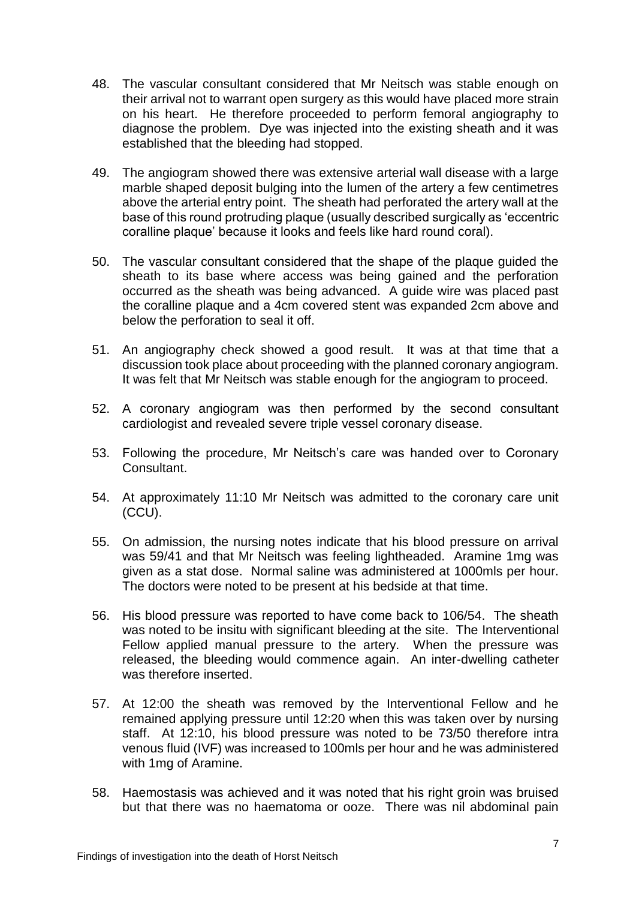48. The vascular consultant considered that Mr Neitsch was stable enough on their arrival not to warrant open surgery as this would have placed more strain on his heart. He therefore proceeded to perform femoral angiography to diagnose the problem. Dye was injected into the existing sheath and it was established that the bleeding had stopped.

49. The angiogram showed there was extensive arterial wall disease with a large marble shaped deposit bulging into the lumen of the artery a few centimetres above the arterial entry point. The sheath had perforated the artery wall at the base of this round protruding plaque (usually described surgically as 'eccentric coralline plaque' because it looks and feels like hard round coral).

50. The vascular consultant considered that the shape of the plaque guided the sheath to its base where access was being gained and the perforation occurred as the sheath was being advanced. A guide wire was placed past the coralline plaque and a 4cm covered stent was expanded 2cm above and below the perforation to seal it off.

51. An angiography check showed a good result. It was at that time that a discussion took place about proceeding with the planned coronary angiogram. It was felt that Mr Neitsch was stable enough for the angiogram to proceed.

52. A coronary angiogram was then performed by the second consultant cardiologist and revealed severe triple vessel coronary disease.

53. Following the procedure, Mr Neitsch's care was handed over to Coronary Consultant.

54. At approximately 11:10 Mr Neitsch was admitted to the coronary care unit (CCU).

55. On admission, the nursing notes indicate that his blood pressure on arrival was 59/41 and that Mr Neitsch was feeling lightheaded. Aramine 1mg was given as a stat dose. Normal saline was administered at 1000mls per hour. The doctors were noted to be present at his bedside at that time.

56. His blood pressure was reported to have come back to 106/54. The sheath was noted to be insitu with significant bleeding at the site. The Interventional Fellow applied manual pressure to the artery. When the pressure was released, the bleeding would commence again. An inter-dwelling catheter was therefore inserted.

57. At 12:00 the sheath was removed by the Interventional Fellow and he remained applying pressure until 12:20 when this was taken over by nursing staff. At 12:10, his blood pressure was noted to be 73/50 therefore intra venous fluid (IVF) was increased to 100mls per hour and he was administered with 1mg of Aramine.

58. Haemostasis was achieved and it was noted that his right groin was bruised but that there was no haematoma or ooze. There was nil abdominal pain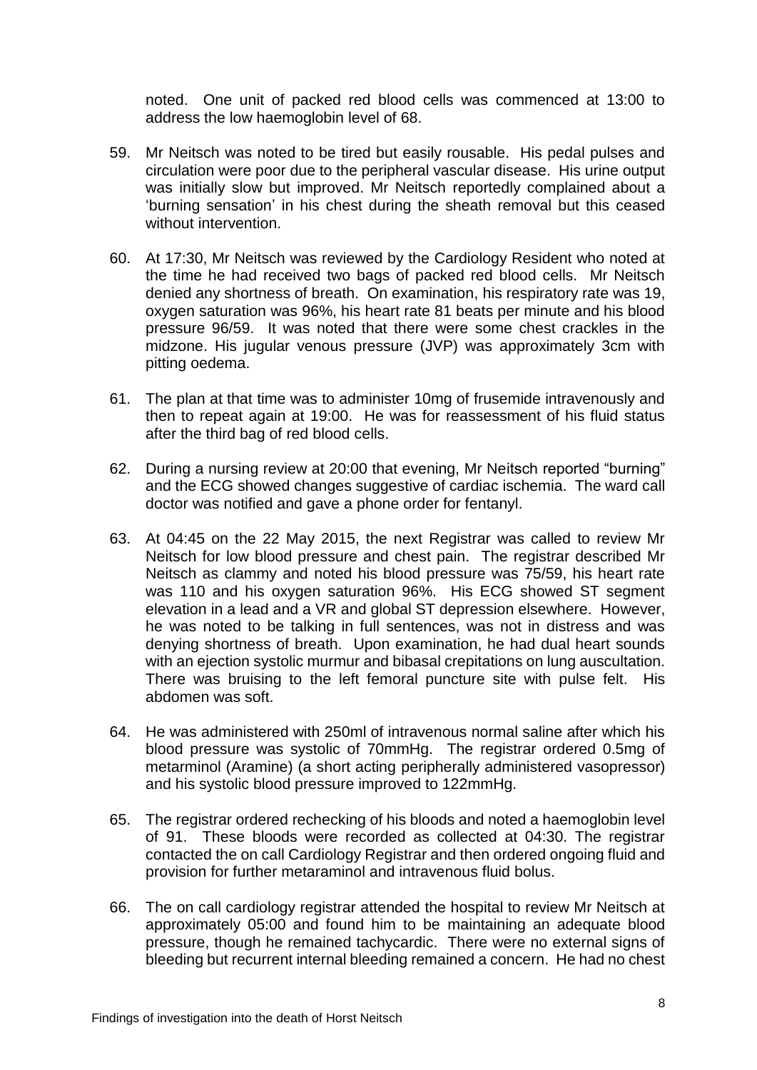noted. One unit of packed red blood cells was commenced at 13:00 to address the low haemoglobin level of 68.

59. Mr Neitsch was noted to be tired but easily rousable. His pedal pulses and circulation were poor due to the peripheral vascular disease. His urine output was initially slow but improved. Mr Neitsch reportedly complained about a 'burning sensation' in his chest during the sheath removal but this ceased without intervention.

60. At 17:30, Mr Neitsch was reviewed by the Cardiology Resident who noted at the time he had received two bags of packed red blood cells. Mr Neitsch denied any shortness of breath. On examination, his respiratory rate was 19, oxygen saturation was 96%, his heart rate 81 beats per minute and his blood pressure 96/59. It was noted that there were some chest crackles in the midzone. His jugular venous pressure (JVP) was approximately 3cm with pitting oedema.

61. The plan at that time was to administer 10mg of frusemide intravenously and then to repeat again at 19:00. He was for reassessment of his fluid status after the third bag of red blood cells.

62. During a nursing review at 20:00 that evening, Mr Neitsch reported "burning" and the ECG showed changes suggestive of cardiac ischemia. The ward call doctor was notified and gave a phone order for fentanyl.

63. At 04:45 on the 22 May 2015, the next Registrar was called to review Mr Neitsch for low blood pressure and chest pain. The registrar described Mr Neitsch as clammy and noted his blood pressure was 75/59, his heart rate was 110 and his oxygen saturation 96%. His ECG showed ST segment elevation in a lead and a VR and global ST depression elsewhere. However, he was noted to be talking in full sentences, was not in distress and was denying shortness of breath. Upon examination, he had dual heart sounds with an ejection systolic murmur and bibasal crepitations on lung auscultation. There was bruising to the left femoral puncture site with pulse felt. His abdomen was soft.

64. He was administered with 250ml of intravenous normal saline after which his blood pressure was systolic of 70mmHg. The registrar ordered 0.5mg of metarminol (Aramine) (a short acting peripherally administered vasopressor) and his systolic blood pressure improved to 122mmHg.

65. The registrar ordered rechecking of his bloods and noted a haemoglobin level of 91. These bloods were recorded as collected at 04:30. The registrar contacted the on call Cardiology Registrar and then ordered ongoing fluid and provision for further metaraminol and intravenous fluid bolus.

66. The on call cardiology registrar attended the hospital to review Mr Neitsch at approximately 05:00 and found him to be maintaining an adequate blood pressure, though he remained tachycardic. There were no external signs of bleeding but recurrent internal bleeding remained a concern. He had no chest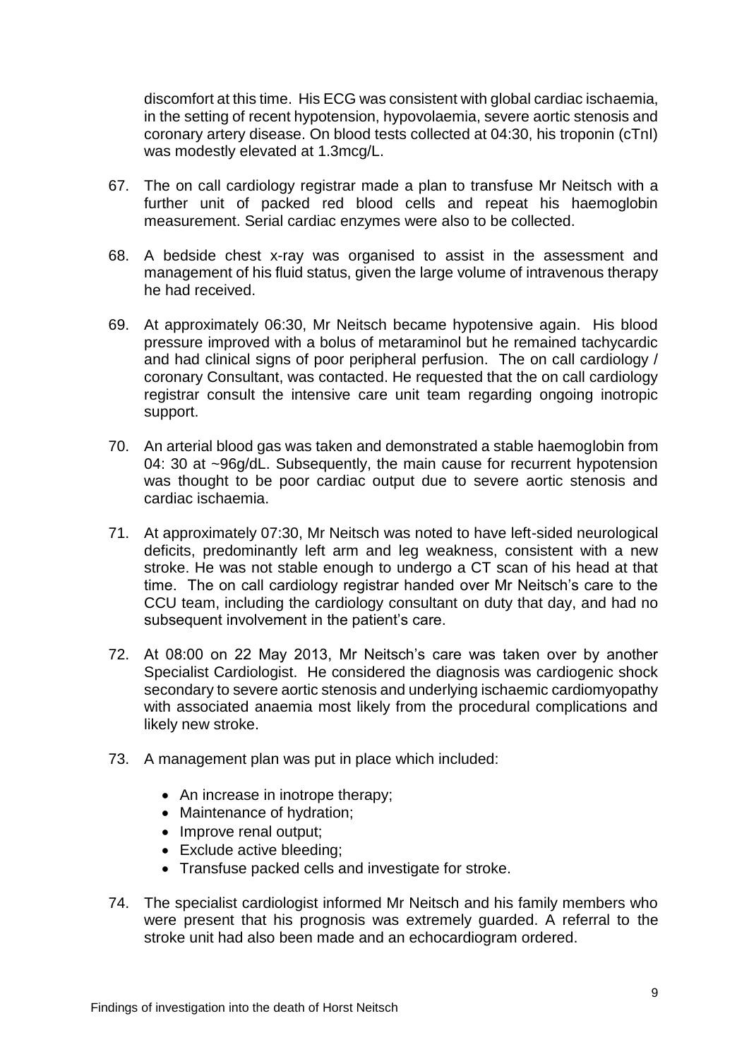discomfort at this time. His ECG was consistent with global cardiac ischaemia, in the setting of recent hypotension, hypovolaemia, severe aortic stenosis and coronary artery disease. On blood tests collected at 04:30, his troponin (cTnI) was modestly elevated at 1.3mcg/L.

67. The on call cardiology registrar made a plan to transfuse Mr Neitsch with a further unit of packed red blood cells and repeat his haemoglobin measurement. Serial cardiac enzymes were also to be collected.

68. A bedside chest x-ray was organised to assist in the assessment and management of his fluid status, given the large volume of intravenous therapy he had received.

69. At approximately 06:30, Mr Neitsch became hypotensive again. His blood pressure improved with a bolus of metaraminol but he remained tachycardic and had clinical signs of poor peripheral perfusion. The on call cardiology / coronary Consultant, was contacted. He requested that the on call cardiology registrar consult the intensive care unit team regarding ongoing inotropic support.

70. An arterial blood gas was taken and demonstrated a stable haemoglobin from 04: 30 at ~96g/dL. Subsequently, the main cause for recurrent hypotension was thought to be poor cardiac output due to severe aortic stenosis and cardiac ischaemia.

71. At approximately 07:30, Mr Neitsch was noted to have left-sided neurological deficits, predominantly left arm and leg weakness, consistent with a new stroke. He was not stable enough to undergo a CT scan of his head at that time. The on call cardiology registrar handed over Mr Neitsch's care to the CCU team, including the cardiology consultant on duty that day, and had no subsequent involvement in the patient's care.

72. At 08:00 on 22 May 2013, Mr Neitsch's care was taken over by another Specialist Cardiologist. He considered the diagnosis was cardiogenic shock secondary to severe aortic stenosis and underlying ischaemic cardiomyopathy with associated anaemia most likely from the procedural complications and likely new stroke.

73. A management plan was put in place which included:

    - An increase in inotrope therapy;
    - Maintenance of hydration;
    - Improve renal output;
    - Exclude active bleeding;
    - Transfuse packed cells and investigate for stroke.

74. The specialist cardiologist informed Mr Neitsch and his family members who were present that his prognosis was extremely guarded. A referral to the stroke unit had also been made and an echocardiogram ordered.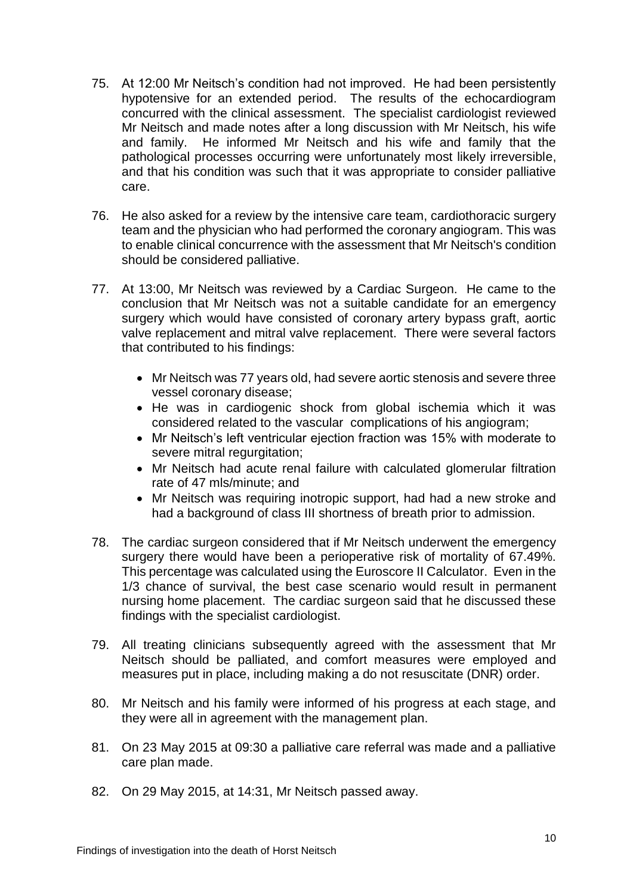75. At 12:00 Mr Neitsch's condition had not improved. He had been persistently hypotensive for an extended period. The results of the echocardiogram concurred with the clinical assessment. The specialist cardiologist reviewed Mr Neitsch and made notes after a long discussion with Mr Neitsch, his wife and family. He informed Mr Neitsch and his wife and family that the pathological processes occurring were unfortunately most likely irreversible, and that his condition was such that it was appropriate to consider palliative care.

76. He also asked for a review by the intensive care team, cardiothoracic surgery team and the physician who had performed the coronary angiogram. This was to enable clinical concurrence with the assessment that Mr Neitsch's condition should be considered palliative.

77. At 13:00, Mr Neitsch was reviewed by a Cardiac Surgeon. He came to the conclusion that Mr Neitsch was not a suitable candidate for an emergency surgery which would have consisted of coronary artery bypass graft, aortic valve replacement and mitral valve replacement. There were several factors that contributed to his findings:

    - Mr Neitsch was 77 years old, had severe aortic stenosis and severe three vessel coronary disease;
    - He was in cardiogenic shock from global ischemia which it was considered related to the vascular complications of his angiogram;
    - Mr Neitsch's left ventricular ejection fraction was 15% with moderate to severe mitral regurgitation;
    - Mr Neitsch had acute renal failure with calculated glomerular filtration rate of 47 mls/minute; and
    - Mr Neitsch was requiring inotropic support, had had a new stroke and had a background of class III shortness of breath prior to admission.

78. The cardiac surgeon considered that if Mr Neitsch underwent the emergency surgery there would have been a perioperative risk of mortality of 67.49%. This percentage was calculated using the Euroscore II Calculator. Even in the 1/3 chance of survival, the best case scenario would result in permanent nursing home placement. The cardiac surgeon said that he discussed these findings with the specialist cardiologist.

79. All treating clinicians subsequently agreed with the assessment that Mr Neitsch should be palliated, and comfort measures were employed and measures put in place, including making a do not resuscitate (DNR) order.

80. Mr Neitsch and his family were informed of his progress at each stage, and they were all in agreement with the management plan.

81. On 23 May 2015 at 09:30 a palliative care referral was made and a palliative care plan made.

82. On 29 May 2015, at 14:31, Mr Neitsch passed away.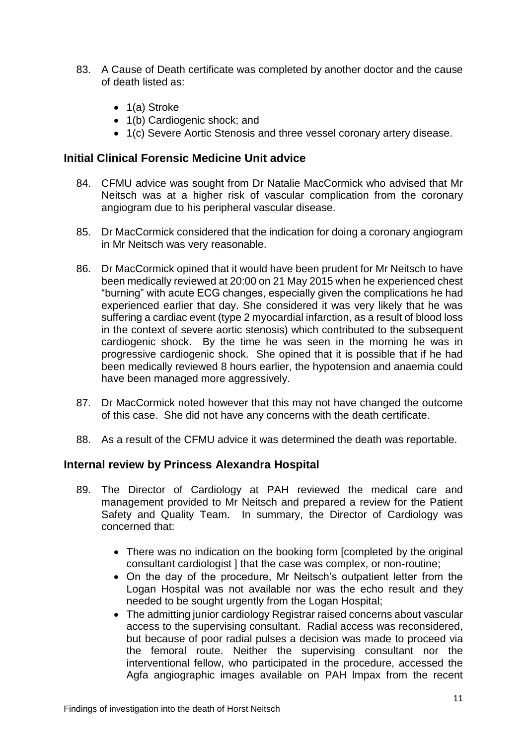83. A Cause of Death certificate was completed by another doctor and the cause of death listed as:

    - 1(a) Stroke
    - 1(b) Cardiogenic shock; and
    - 1(c) Severe Aortic Stenosis and three vessel coronary artery disease.

## Initial Clinical Forensic Medicine Unit advice

84. CFMU advice was sought from Dr Natalie MacCormick who advised that Mr Neitsch was at a higher risk of vascular complication from the coronary angiogram due to his peripheral vascular disease.

85. Dr MacCormick considered that the indication for doing a coronary angiogram in Mr Neitsch was very reasonable.

86. Dr MacCormick opined that it would have been prudent for Mr Neitsch to have been medically reviewed at 20:00 on 21 May 2015 when he experienced chest "burning" with acute ECG changes, especially given the complications he had experienced earlier that day. She considered it was very likely that he was suffering a cardiac event (type 2 myocardial infarction, as a result of blood loss in the context of severe aortic stenosis) which contributed to the subsequent cardiogenic shock. By the time he was seen in the morning he was in progressive cardiogenic shock. She opined that it is possible that if he had been medically reviewed 8 hours earlier, the hypotension and anaemia could have been managed more aggressively.

87. Dr MacCormick noted however that this may not have changed the outcome of this case. She did not have any concerns with the death certificate.

88. As a result of the CFMU advice it was determined the death was reportable.

## Internal review by Princess Alexandra Hospital

89. The Director of Cardiology at PAH reviewed the medical care and management provided to Mr Neitsch and prepared a review for the Patient Safety and Quality Team. In summary, the Director of Cardiology was concerned that:

    - There was no indication on the booking form [completed by the original consultant cardiologist ] that the case was complex, or non-routine;
    - On the day of the procedure, Mr Neitsch's outpatient letter from the Logan Hospital was not available nor was the echo result and they needed to be sought urgently from the Logan Hospital;
    - The admitting junior cardiology Registrar raised concerns about vascular access to the supervising consultant. Radial access was reconsidered, but because of poor radial pulses a decision was made to proceed via the femoral route. Neither the supervising consultant nor the interventional fellow, who participated in the procedure, accessed the Agfa angiographic images available on PAH Impax from the recent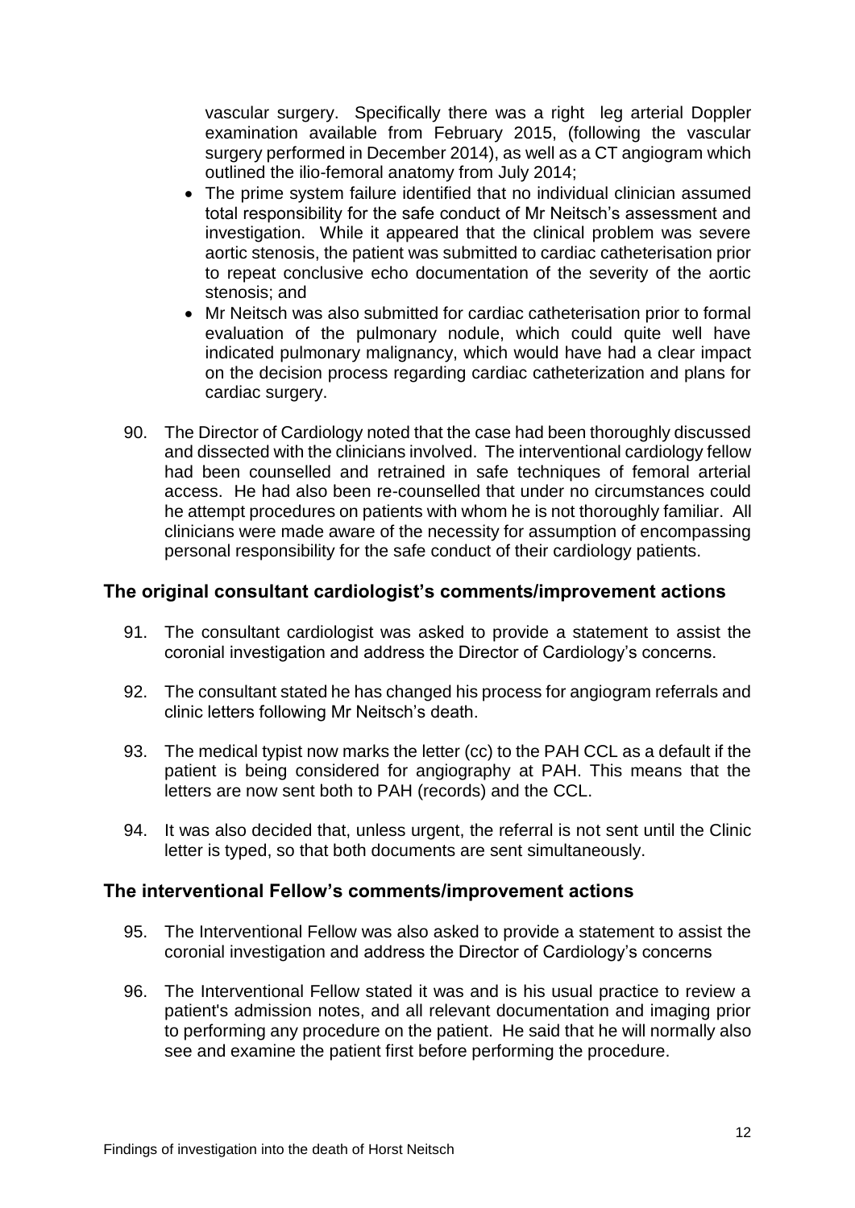vascular surgery. Specifically there was a right leg arterial Doppler examination available from February 2015, (following the vascular surgery performed in December 2014), as well as a CT angiogram which outlined the ilio-femoral anatomy from July 2014;

- The prime system failure identified that no individual clinician assumed total responsibility for the safe conduct of Mr Neitsch's assessment and investigation. While it appeared that the clinical problem was severe aortic stenosis, the patient was submitted to cardiac catheterisation prior to repeat conclusive echo documentation of the severity of the aortic stenosis; and
- Mr Neitsch was also submitted for cardiac catheterisation prior to formal evaluation of the pulmonary nodule, which could quite well have indicated pulmonary malignancy, which would have had a clear impact on the decision process regarding cardiac catheterization and plans for cardiac surgery.

90. The Director of Cardiology noted that the case had been thoroughly discussed and dissected with the clinicians involved. The interventional cardiology fellow had been counselled and retrained in safe techniques of femoral arterial access. He had also been re-counselled that under no circumstances could he attempt procedures on patients with whom he is not thoroughly familiar. All clinicians were made aware of the necessity for assumption of encompassing personal responsibility for the safe conduct of their cardiology patients.

## The original consultant cardiologist's comments/improvement actions

91. The consultant cardiologist was asked to provide a statement to assist the coronial investigation and address the Director of Cardiology's concerns.

92. The consultant stated he has changed his process for angiogram referrals and clinic letters following Mr Neitsch's death.

93. The medical typist now marks the letter (cc) to the PAH CCL as a default if the patient is being considered for angiography at PAH. This means that the letters are now sent both to PAH (records) and the CCL.

94. It was also decided that, unless urgent, the referral is not sent until the Clinic letter is typed, so that both documents are sent simultaneously.

## The interventional Fellow's comments/improvement actions

95. The Interventional Fellow was also asked to provide a statement to assist the coronial investigation and address the Director of Cardiology's concerns

96. The Interventional Fellow stated it was and is his usual practice to review a patient's admission notes, and all relevant documentation and imaging prior to performing any procedure on the patient. He said that he will normally also see and examine the patient first before performing the procedure.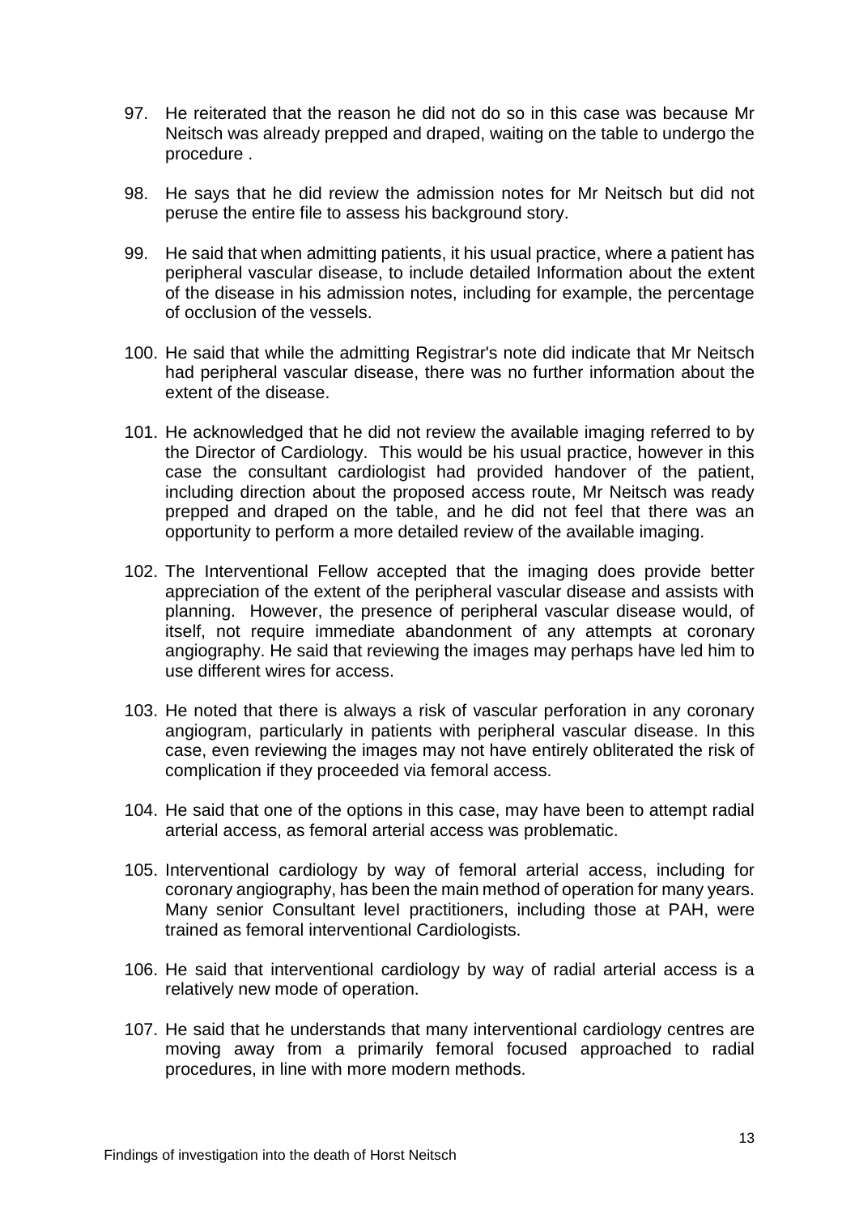97. He reiterated that the reason he did not do so in this case was because Mr Neitsch was already prepped and draped, waiting on the table to undergo the procedure .

98. He says that he did review the admission notes for Mr Neitsch but did not peruse the entire file to assess his background story.

99. He said that when admitting patients, it his usual practice, where a patient has peripheral vascular disease, to include detailed Information about the extent of the disease in his admission notes, including for example, the percentage of occlusion of the vessels.

100. He said that while the admitting Registrar's note did indicate that Mr Neitsch had peripheral vascular disease, there was no further information about the extent of the disease.

101. He acknowledged that he did not review the available imaging referred to by the Director of Cardiology. This would be his usual practice, however in this case the consultant cardiologist had provided handover of the patient, including direction about the proposed access route, Mr Neitsch was ready prepped and draped on the table, and he did not feel that there was an opportunity to perform a more detailed review of the available imaging.

102. The Interventional Fellow accepted that the imaging does provide better appreciation of the extent of the peripheral vascular disease and assists with planning. However, the presence of peripheral vascular disease would, of itself, not require immediate abandonment of any attempts at coronary angiography. He said that reviewing the images may perhaps have led him to use different wires for access.

103. He noted that there is always a risk of vascular perforation in any coronary angiogram, particularly in patients with peripheral vascular disease. In this case, even reviewing the images may not have entirely obliterated the risk of complication if they proceeded via femoral access.

104. He said that one of the options in this case, may have been to attempt radial arterial access, as femoral arterial access was problematic.

105. Interventional cardiology by way of femoral arterial access, including for coronary angiography, has been the main method of operation for many years. Many senior Consultant leveI practitioners, including those at PAH, were trained as femoral interventional Cardiologists.

106. He said that interventional cardiology by way of radial arterial access is a relatively new mode of operation.

107. He said that he understands that many interventional cardiology centres are moving away from a primarily femoral focused approached to radial procedures, in line with more modern methods.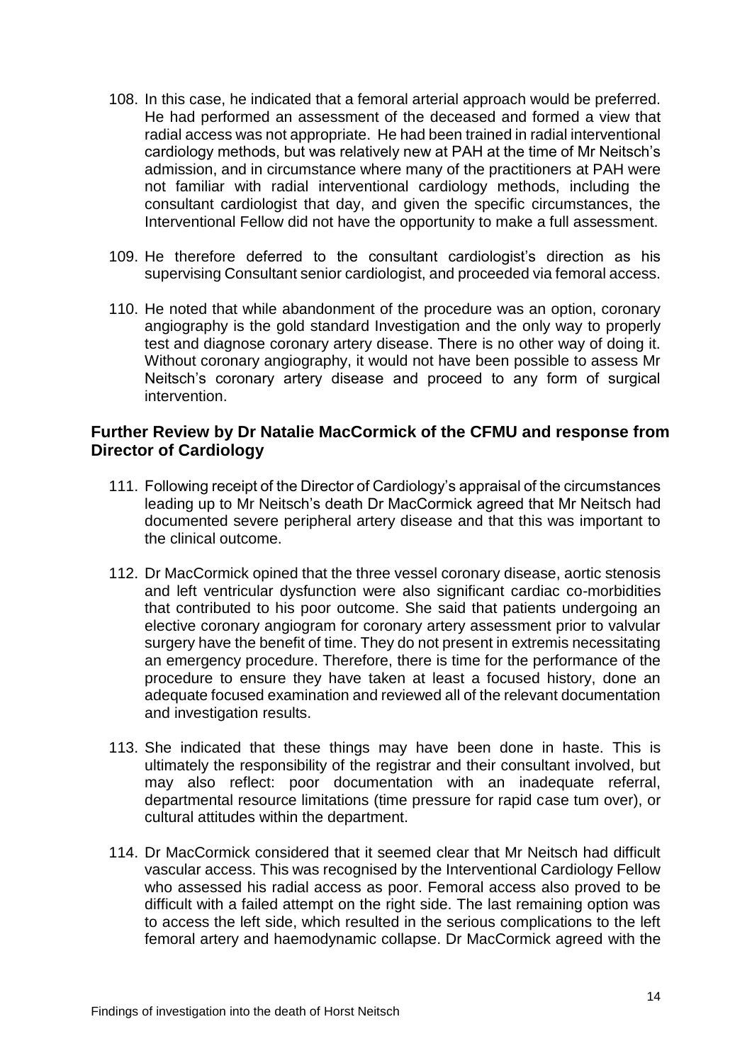108. In this case, he indicated that a femoral arterial approach would be preferred. He had performed an assessment of the deceased and formed a view that radial access was not appropriate. He had been trained in radial interventional cardiology methods, but was relatively new at PAH at the time of Mr Neitsch's admission, and in circumstance where many of the practitioners at PAH were not familiar with radial interventional cardiology methods, including the consultant cardiologist that day, and given the specific circumstances, the Interventional Fellow did not have the opportunity to make a full assessment.

109. He therefore deferred to the consultant cardiologist's direction as his supervising Consultant senior cardiologist, and proceeded via femoral access.

110. He noted that while abandonment of the procedure was an option, coronary angiography is the gold standard Investigation and the only way to properly test and diagnose coronary artery disease. There is no other way of doing it. Without coronary angiography, it would not have been possible to assess Mr Neitsch's coronary artery disease and proceed to any form of surgical intervention.

## Further Review by Dr Natalie MacCormick of the CFMU and response from Director of Cardiology

111. Following receipt of the Director of Cardiology's appraisal of the circumstances leading up to Mr Neitsch's death Dr MacCormick agreed that Mr Neitsch had documented severe peripheral artery disease and that this was important to the clinical outcome.

112. Dr MacCormick opined that the three vessel coronary disease, aortic stenosis and left ventricular dysfunction were also significant cardiac co-morbidities that contributed to his poor outcome. She said that patients undergoing an elective coronary angiogram for coronary artery assessment prior to valvular surgery have the benefit of time. They do not present in extremis necessitating an emergency procedure. Therefore, there is time for the performance of the procedure to ensure they have taken at least a focused history, done an adequate focused examination and reviewed all of the relevant documentation and investigation results.

113. She indicated that these things may have been done in haste. This is ultimately the responsibility of the registrar and their consultant involved, but may also reflect: poor documentation with an inadequate referral, departmental resource limitations (time pressure for rapid case tum over), or cultural attitudes within the department.

114. Dr MacCormick considered that it seemed clear that Mr Neitsch had difficult vascular access. This was recognised by the Interventional Cardiology Fellow who assessed his radial access as poor. Femoral access also proved to be difficult with a failed attempt on the right side. The last remaining option was to access the left side, which resulted in the serious complications to the left femoral artery and haemodynamic collapse. Dr MacCormick agreed with the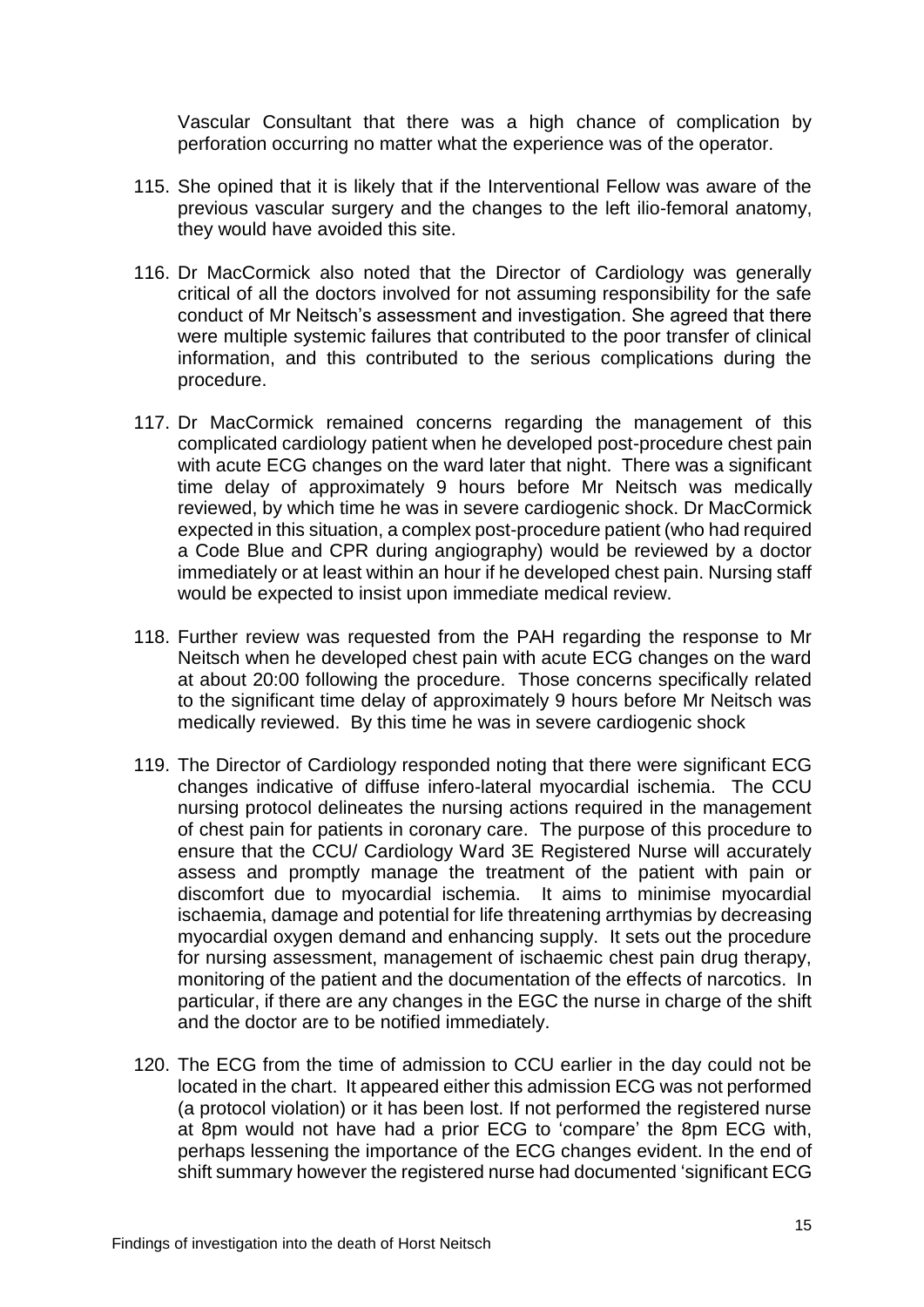Vascular Consultant that there was a high chance of complication by perforation occurring no matter what the experience was of the operator.

115. She opined that it is likely that if the Interventional Fellow was aware of the previous vascular surgery and the changes to the left ilio-femoral anatomy, they would have avoided this site.

116. Dr MacCormick also noted that the Director of Cardiology was generally critical of all the doctors involved for not assuming responsibility for the safe conduct of Mr Neitsch's assessment and investigation. She agreed that there were multiple systemic failures that contributed to the poor transfer of clinical information, and this contributed to the serious complications during the procedure.

117. Dr MacCormick remained concerns regarding the management of this complicated cardiology patient when he developed post-procedure chest pain with acute ECG changes on the ward later that night. There was a significant time delay of approximately 9 hours before Mr Neitsch was medically reviewed, by which time he was in severe cardiogenic shock. Dr MacCormick expected in this situation, a complex post-procedure patient (who had required a Code Blue and CPR during angiography) would be reviewed by a doctor immediately or at least within an hour if he developed chest pain. Nursing staff would be expected to insist upon immediate medical review.

118. Further review was requested from the PAH regarding the response to Mr Neitsch when he developed chest pain with acute ECG changes on the ward at about 20:00 following the procedure. Those concerns specifically related to the significant time delay of approximately 9 hours before Mr Neitsch was medically reviewed. By this time he was in severe cardiogenic shock

119. The Director of Cardiology responded noting that there were significant ECG changes indicative of diffuse infero-lateral myocardial ischemia. The CCU nursing protocol delineates the nursing actions required in the management of chest pain for patients in coronary care. The purpose of this procedure to ensure that the CCU/ Cardiology Ward 3E Registered Nurse will accurately assess and promptly manage the treatment of the patient with pain or discomfort due to myocardial ischemia. It aims to minimise myocardial ischaemia, damage and potential for life threatening arrthymias by decreasing myocardial oxygen demand and enhancing supply. It sets out the procedure for nursing assessment, management of ischaemic chest pain drug therapy, monitoring of the patient and the documentation of the effects of narcotics. In particular, if there are any changes in the EGC the nurse in charge of the shift and the doctor are to be notified immediately.

120. The ECG from the time of admission to CCU earlier in the day could not be located in the chart. It appeared either this admission ECG was not performed (a protocol violation) or it has been lost. If not performed the registered nurse at 8pm would not have had a prior ECG to 'compare' the 8pm ECG with, perhaps lessening the importance of the ECG changes evident. In the end of shift summary however the registered nurse had documented 'significant ECG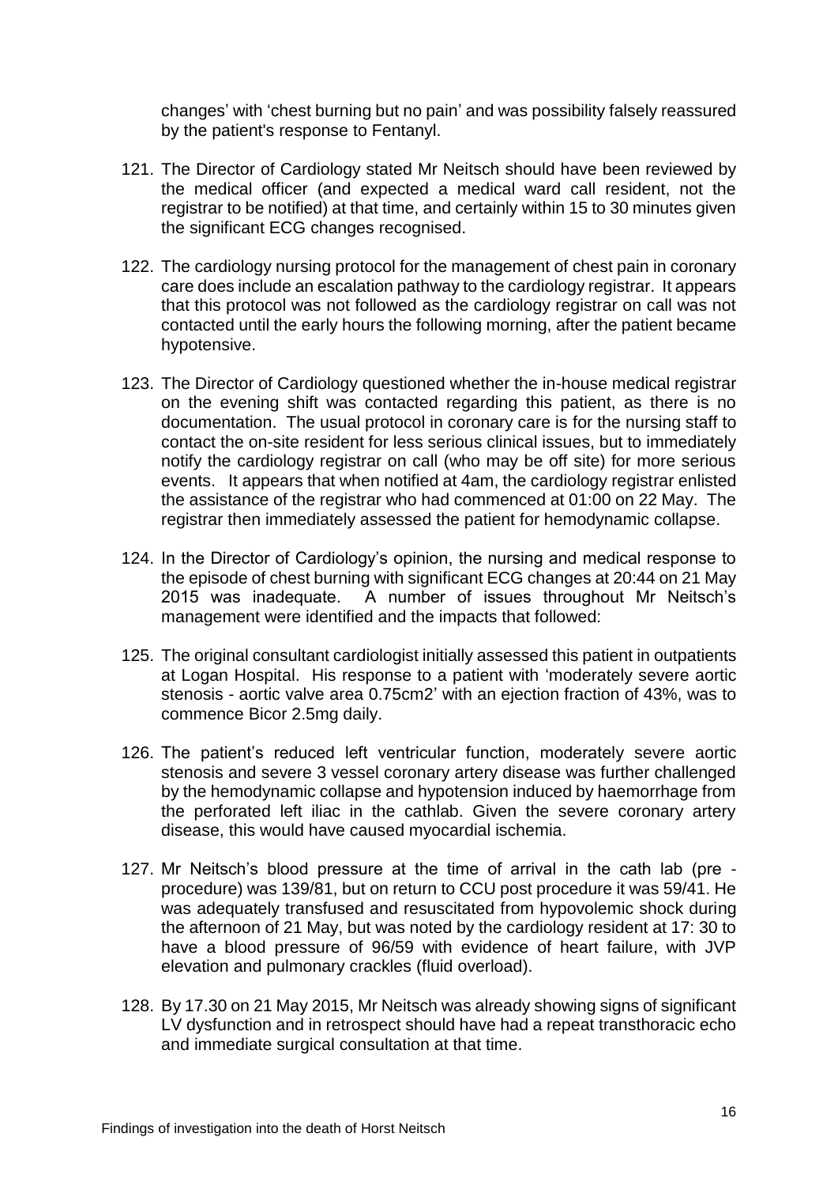changes' with 'chest burning but no pain' and was possibility falsely reassured by the patient's response to Fentanyl.

121. The Director of Cardiology stated Mr Neitsch should have been reviewed by the medical officer (and expected a medical ward call resident, not the registrar to be notified) at that time, and certainly within 15 to 30 minutes given the significant ECG changes recognised.

122. The cardiology nursing protocol for the management of chest pain in coronary care does include an escalation pathway to the cardiology registrar. It appears that this protocol was not followed as the cardiology registrar on call was not contacted until the early hours the following morning, after the patient became hypotensive.

123. The Director of Cardiology questioned whether the in-house medical registrar on the evening shift was contacted regarding this patient, as there is no documentation. The usual protocol in coronary care is for the nursing staff to contact the on-site resident for less serious clinical issues, but to immediately notify the cardiology registrar on call (who may be off site) for more serious events. It appears that when notified at 4am, the cardiology registrar enlisted the assistance of the registrar who had commenced at 01:00 on 22 May. The registrar then immediately assessed the patient for hemodynamic collapse.

124. In the Director of Cardiology's opinion, the nursing and medical response to the episode of chest burning with significant ECG changes at 20:44 on 21 May 2015 was inadequate. A number of issues throughout Mr Neitsch's management were identified and the impacts that followed:

125. The original consultant cardiologist initially assessed this patient in outpatients at Logan Hospital. His response to a patient with 'moderately severe aortic stenosis - aortic valve area 0.75cm2' with an ejection fraction of 43%, was to commence Bicor 2.5mg daily.

126. The patient's reduced left ventricular function, moderately severe aortic stenosis and severe 3 vessel coronary artery disease was further challenged by the hemodynamic collapse and hypotension induced by haemorrhage from the perforated left iliac in the cathlab. Given the severe coronary artery disease, this would have caused myocardial ischemia.

127. Mr Neitsch's blood pressure at the time of arrival in the cath lab (pre - procedure) was 139/81, but on return to CCU post procedure it was 59/41. He was adequately transfused and resuscitated from hypovolemic shock during the afternoon of 21 May, but was noted by the cardiology resident at 17: 30 to have a blood pressure of 96/59 with evidence of heart failure, with JVP elevation and pulmonary crackles (fluid overload).

128. By 17.30 on 21 May 2015, Mr Neitsch was already showing signs of significant LV dysfunction and in retrospect should have had a repeat transthoracic echo and immediate surgical consultation at that time.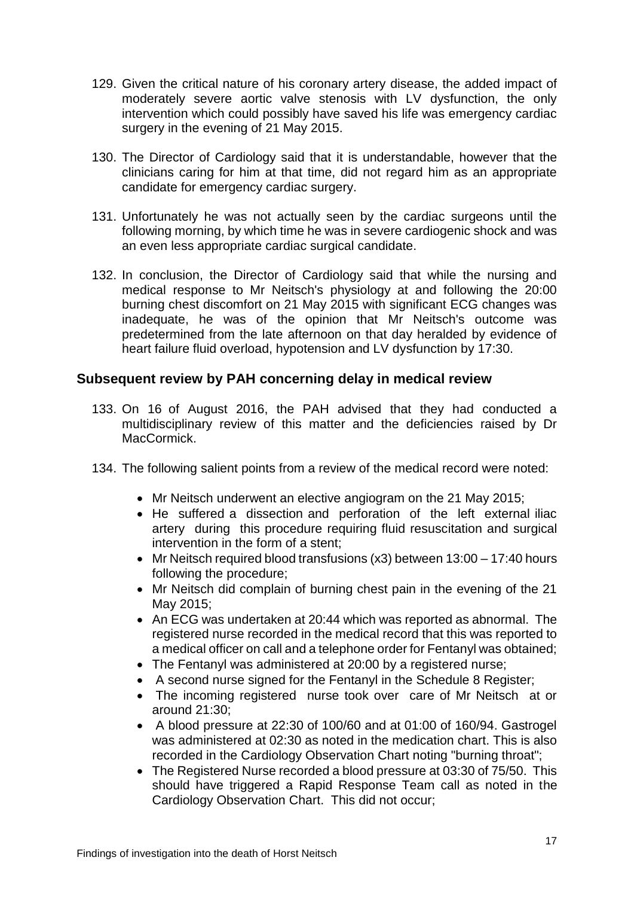129. Given the critical nature of his coronary artery disease, the added impact of moderately severe aortic valve stenosis with LV dysfunction, the only intervention which could possibly have saved his life was emergency cardiac surgery in the evening of 21 May 2015.

130. The Director of Cardiology said that it is understandable, however that the clinicians caring for him at that time, did not regard him as an appropriate candidate for emergency cardiac surgery.

131. Unfortunately he was not actually seen by the cardiac surgeons until the following morning, by which time he was in severe cardiogenic shock and was an even less appropriate cardiac surgical candidate.

132. In conclusion, the Director of Cardiology said that while the nursing and medical response to Mr Neitsch's physiology at and following the 20:00 burning chest discomfort on 21 May 2015 with significant ECG changes was inadequate, he was of the opinion that Mr Neitsch's outcome was predetermined from the late afternoon on that day heralded by evidence of heart failure fluid overload, hypotension and LV dysfunction by 17:30.

## Subsequent review by PAH concerning delay in medical review

133. On 16 of August 2016, the PAH advised that they had conducted a multidisciplinary review of this matter and the deficiencies raised by Dr MacCormick.

134. The following salient points from a review of the medical record were noted:

- Mr Neitsch underwent an elective angiogram on the 21 May 2015;
- He suffered a dissection and perforation of the left external iliac artery during this procedure requiring fluid resuscitation and surgical intervention in the form of a stent;
- Mr Neitsch required blood transfusions (x3) between 13:00 – 17:40 hours following the procedure;
- Mr Neitsch did complain of burning chest pain in the evening of the 21 May 2015;
- An ECG was undertaken at 20:44 which was reported as abnormal. The registered nurse recorded in the medical record that this was reported to a medical officer on call and a telephone order for Fentanyl was obtained;
- The Fentanyl was administered at 20:00 by a registered nurse;
- A second nurse signed for the Fentanyl in the Schedule 8 Register;
- The incoming registered nurse took over care of Mr Neitsch at or around 21:30;
- A blood pressure at 22:30 of 100/60 and at 01:00 of 160/94. Gastrogel was administered at 02:30 as noted in the medication chart. This is also recorded in the Cardiology Observation Chart noting "burning throat";
- The Registered Nurse recorded a blood pressure at 03:30 of 75/50. This should have triggered a Rapid Response Team call as noted in the Cardiology Observation Chart. This did not occur;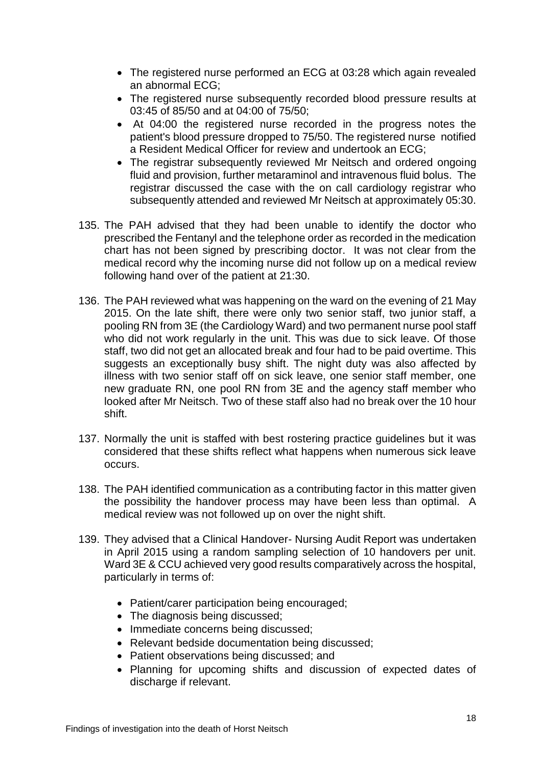- The registered nurse performed an ECG at 03:28 which again revealed an abnormal ECG;
- The registered nurse subsequently recorded blood pressure results at 03:45 of 85/50 and at 04:00 of 75/50;
- At 04:00 the registered nurse recorded in the progress notes the patient's blood pressure dropped to 75/50. The registered nurse notified a Resident Medical Officer for review and undertook an ECG;
- The registrar subsequently reviewed Mr Neitsch and ordered ongoing fluid and provision, further metaraminol and intravenous fluid bolus. The registrar discussed the case with the on call cardiology registrar who subsequently attended and reviewed Mr Neitsch at approximately 05:30.

135. The PAH advised that they had been unable to identify the doctor who prescribed the Fentanyl and the telephone order as recorded in the medication chart has not been signed by prescribing doctor. It was not clear from the medical record why the incoming nurse did not follow up on a medical review following hand over of the patient at 21:30.

136. The PAH reviewed what was happening on the ward on the evening of 21 May 2015. On the late shift, there were only two senior staff, two junior staff, a pooling RN from 3E (the Cardiology Ward) and two permanent nurse pool staff who did not work regularly in the unit. This was due to sick leave. Of those staff, two did not get an allocated break and four had to be paid overtime. This suggests an exceptionally busy shift. The night duty was also affected by illness with two senior staff off on sick leave, one senior staff member, one new graduate RN, one pool RN from 3E and the agency staff member who looked after Mr Neitsch. Two of these staff also had no break over the 10 hour shift.

137. Normally the unit is staffed with best rostering practice guidelines but it was considered that these shifts reflect what happens when numerous sick leave occurs.

138. The PAH identified communication as a contributing factor in this matter given the possibility the handover process may have been less than optimal. A medical review was not followed up on over the night shift.

139. They advised that a Clinical Handover- Nursing Audit Report was undertaken in April 2015 using a random sampling selection of 10 handovers per unit. Ward 3E & CCU achieved very good results comparatively across the hospital, particularly in terms of:

    - Patient/carer participation being encouraged;
    - The diagnosis being discussed;
    - Immediate concerns being discussed;
    - Relevant bedside documentation being discussed;
    - Patient observations being discussed; and
    - Planning for upcoming shifts and discussion of expected dates of discharge if relevant.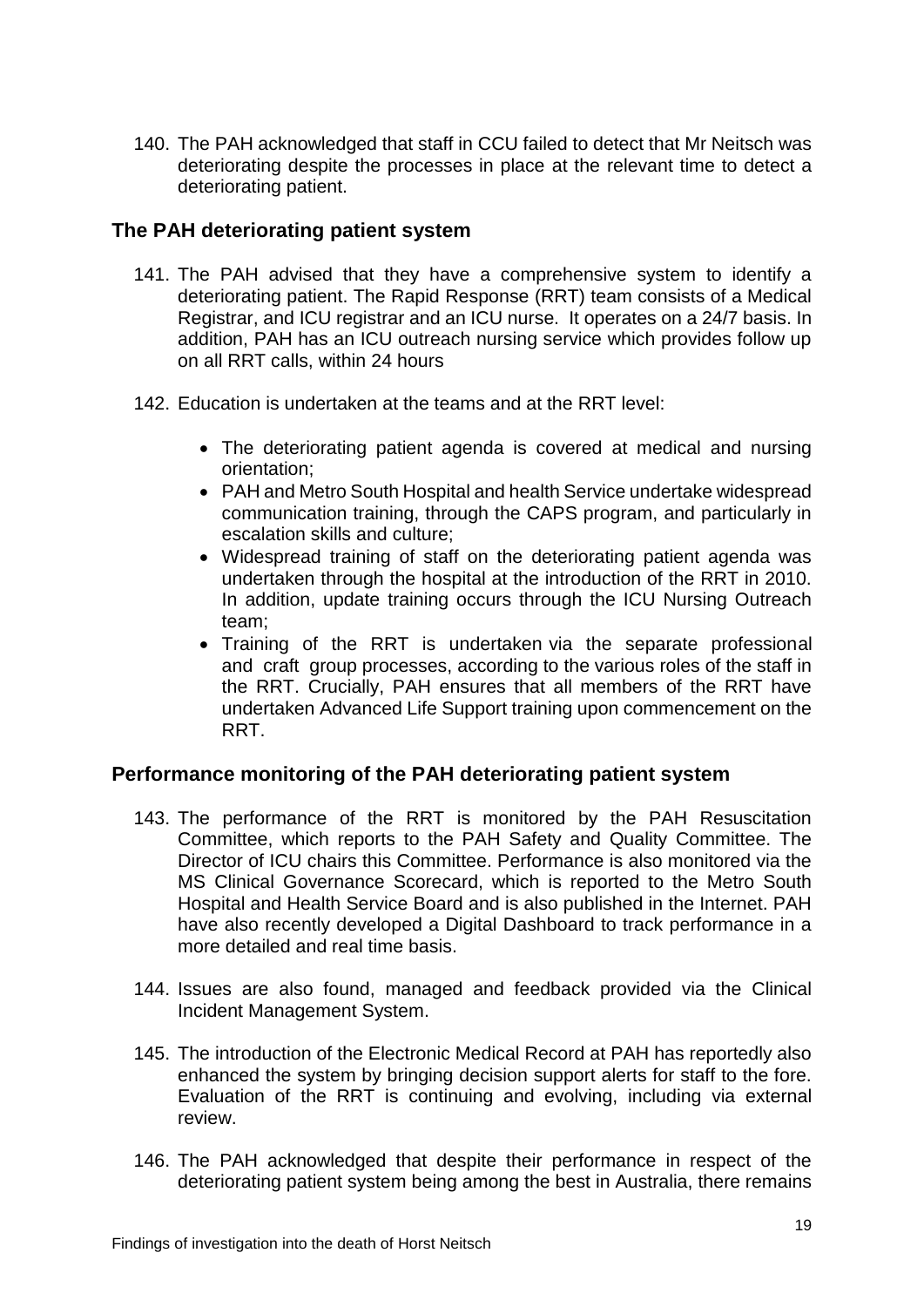140. The PAH acknowledged that staff in CCU failed to detect that Mr Neitsch was deteriorating despite the processes in place at the relevant time to detect a deteriorating patient.

## The PAH deteriorating patient system

141. The PAH advised that they have a comprehensive system to identify a deteriorating patient. The Rapid Response (RRT) team consists of a Medical Registrar, and ICU registrar and an ICU nurse. It operates on a 24/7 basis. In addition, PAH has an ICU outreach nursing service which provides follow up on all RRT calls, within 24 hours

142. Education is undertaken at the teams and at the RRT level:

    - The deteriorating patient agenda is covered at medical and nursing orientation;
    - PAH and Metro South Hospital and health Service undertake widespread communication training, through the CAPS program, and particularly in escalation skills and culture;
    - Widespread training of staff on the deteriorating patient agenda was undertaken through the hospital at the introduction of the RRT in 2010. In addition, update training occurs through the ICU Nursing Outreach team;
    - Training of the RRT is undertaken via the separate professional and craft group processes, according to the various roles of the staff in the RRT. Crucially, PAH ensures that all members of the RRT have undertaken Advanced Life Support training upon commencement on the RRT.

## Performance monitoring of the PAH deteriorating patient system

143. The performance of the RRT is monitored by the PAH Resuscitation Committee, which reports to the PAH Safety and Quality Committee. The Director of ICU chairs this Committee. Performance is also monitored via the MS Clinical Governance Scorecard, which is reported to the Metro South Hospital and Health Service Board and is also published in the Internet. PAH have also recently developed a Digital Dashboard to track performance in a more detailed and real time basis.

144. Issues are also found, managed and feedback provided via the Clinical Incident Management System.

145. The introduction of the Electronic Medical Record at PAH has reportedly also enhanced the system by bringing decision support alerts for staff to the fore. Evaluation of the RRT is continuing and evolving, including via external review.

146. The PAH acknowledged that despite their performance in respect of the deteriorating patient system being among the best in Australia, there remains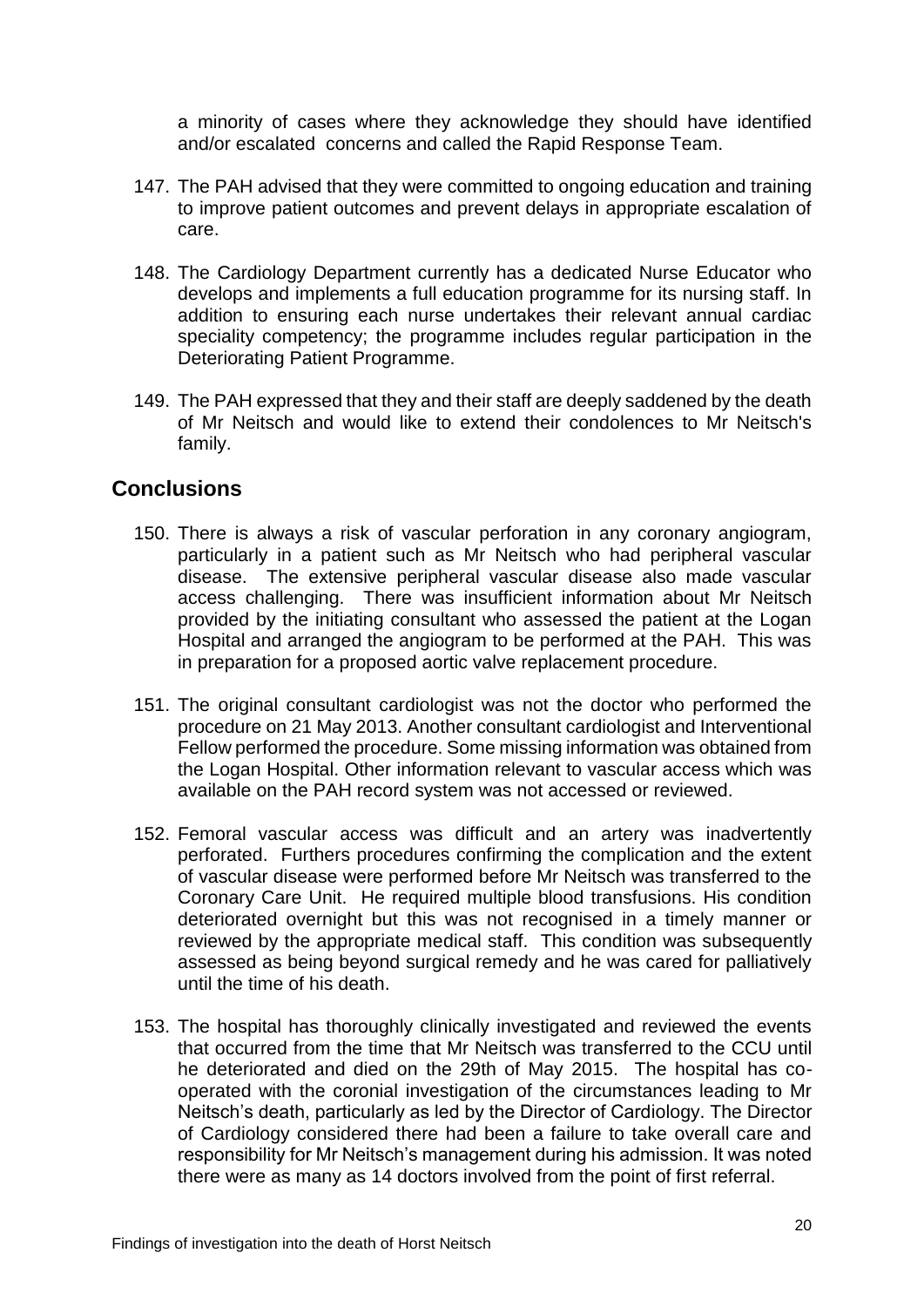a minority of cases where they acknowledge they should have identified and/or escalated concerns and called the Rapid Response Team.

147. The PAH advised that they were committed to ongoing education and training to improve patient outcomes and prevent delays in appropriate escalation of care.

148. The Cardiology Department currently has a dedicated Nurse Educator who develops and implements a full education programme for its nursing staff. In addition to ensuring each nurse undertakes their relevant annual cardiac speciality competency; the programme includes regular participation in the Deteriorating Patient Programme.

149. The PAH expressed that they and their staff are deeply saddened by the death of Mr Neitsch and would like to extend their condolences to Mr Neitsch's family.

## Conclusions

150. There is always a risk of vascular perforation in any coronary angiogram, particularly in a patient such as Mr Neitsch who had peripheral vascular disease. The extensive peripheral vascular disease also made vascular access challenging. There was insufficient information about Mr Neitsch provided by the initiating consultant who assessed the patient at the Logan Hospital and arranged the angiogram to be performed at the PAH. This was in preparation for a proposed aortic valve replacement procedure.

151. The original consultant cardiologist was not the doctor who performed the procedure on 21 May 2013. Another consultant cardiologist and Interventional Fellow performed the procedure. Some missing information was obtained from the Logan Hospital. Other information relevant to vascular access which was available on the PAH record system was not accessed or reviewed.

152. Femoral vascular access was difficult and an artery was inadvertently perforated. Furthers procedures confirming the complication and the extent of vascular disease were performed before Mr Neitsch was transferred to the Coronary Care Unit. He required multiple blood transfusions. His condition deteriorated overnight but this was not recognised in a timely manner or reviewed by the appropriate medical staff. This condition was subsequently assessed as being beyond surgical remedy and he was cared for palliatively until the time of his death.

153. The hospital has thoroughly clinically investigated and reviewed the events that occurred from the time that Mr Neitsch was transferred to the CCU until he deteriorated and died on the 29th of May 2015. The hospital has co-operated with the coronial investigation of the circumstances leading to Mr Neitsch's death, particularly as led by the Director of Cardiology. The Director of Cardiology considered there had been a failure to take overall care and responsibility for Mr Neitsch's management during his admission. It was noted there were as many as 14 doctors involved from the point of first referral.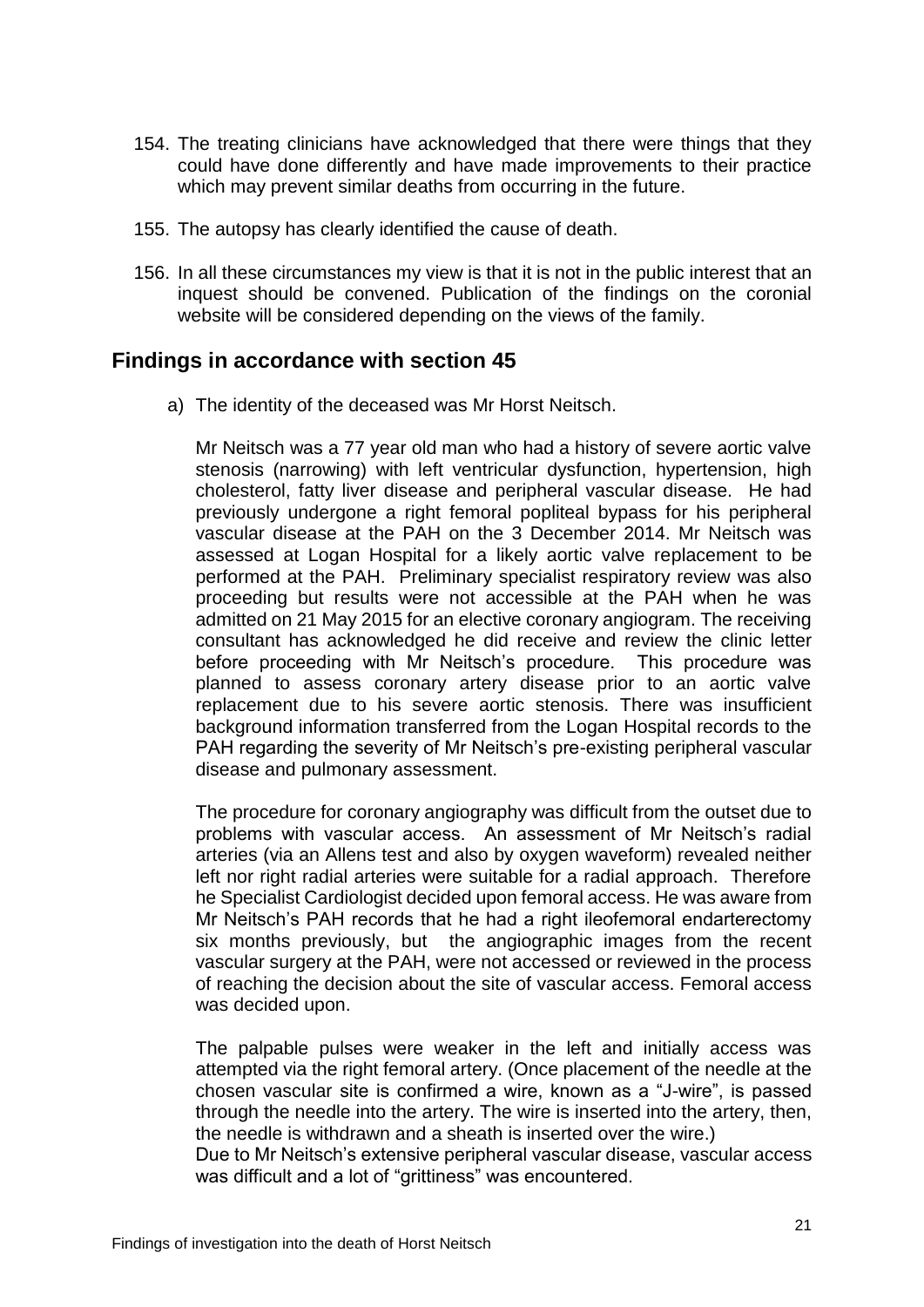154. The treating clinicians have acknowledged that there were things that they could have done differently and have made improvements to their practice which may prevent similar deaths from occurring in the future.

155. The autopsy has clearly identified the cause of death.

156. In all these circumstances my view is that it is not in the public interest that an inquest should be convened. Publication of the findings on the coronial website will be considered depending on the views of the family.

## Findings in accordance with section 45

a) The identity of the deceased was Mr Horst Neitsch.

   Mr Neitsch was a 77 year old man who had a history of severe aortic valve stenosis (narrowing) with left ventricular dysfunction, hypertension, high cholesterol, fatty liver disease and peripheral vascular disease. He had previously undergone a right femoral popliteal bypass for his peripheral vascular disease at the PAH on the 3 December 2014. Mr Neitsch was assessed at Logan Hospital for a likely aortic valve replacement to be performed at the PAH. Preliminary specialist respiratory review was also proceeding but results were not accessible at the PAH when he was admitted on 21 May 2015 for an elective coronary angiogram. The receiving consultant has acknowledged he did receive and review the clinic letter before proceeding with Mr Neitsch's procedure. This procedure was planned to assess coronary artery disease prior to an aortic valve replacement due to his severe aortic stenosis. There was insufficient background information transferred from the Logan Hospital records to the PAH regarding the severity of Mr Neitsch's pre-existing peripheral vascular disease and pulmonary assessment.

   The procedure for coronary angiography was difficult from the outset due to problems with vascular access. An assessment of Mr Neitsch's radial arteries (via an Allens test and also by oxygen waveform) revealed neither left nor right radial arteries were suitable for a radial approach. Therefore he Specialist Cardiologist decided upon femoral access. He was aware from Mr Neitsch's PAH records that he had a right ileofemoral endarterectomy six months previously, but the angiographic images from the recent vascular surgery at the PAH, were not accessed or reviewed in the process of reaching the decision about the site of vascular access. Femoral access was decided upon.

   The palpable pulses were weaker in the left and initially access was attempted via the right femoral artery. (Once placement of the needle at the chosen vascular site is confirmed a wire, known as a "J-wire", is passed through the needle into the artery. The wire is inserted into the artery, then, the needle is withdrawn and a sheath is inserted over the wire.)
   Due to Mr Neitsch's extensive peripheral vascular disease, vascular access was difficult and a lot of "grittiness" was encountered.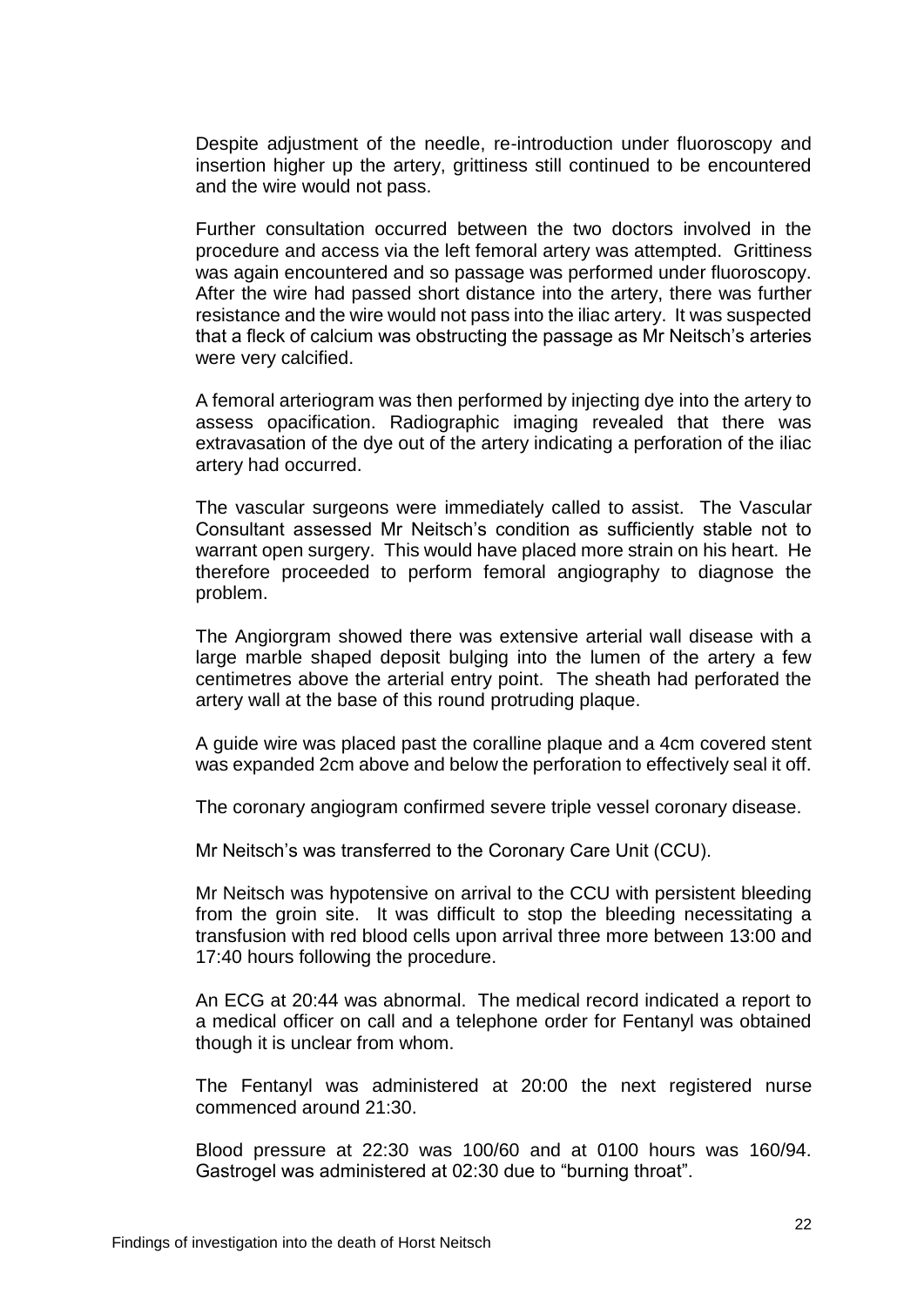Despite adjustment of the needle, re-introduction under fluoroscopy and insertion higher up the artery, grittiness still continued to be encountered and the wire would not pass.

Further consultation occurred between the two doctors involved in the procedure and access via the left femoral artery was attempted. Grittiness was again encountered and so passage was performed under fluoroscopy. After the wire had passed short distance into the artery, there was further resistance and the wire would not pass into the iliac artery. It was suspected that a fleck of calcium was obstructing the passage as Mr Neitsch's arteries were very calcified.

A femoral arteriogram was then performed by injecting dye into the artery to assess opacification. Radiographic imaging revealed that there was extravasation of the dye out of the artery indicating a perforation of the iliac artery had occurred.

The vascular surgeons were immediately called to assist. The Vascular Consultant assessed Mr Neitsch's condition as sufficiently stable not to warrant open surgery. This would have placed more strain on his heart. He therefore proceeded to perform femoral angiography to diagnose the problem.

The Angiorgram showed there was extensive arterial wall disease with a large marble shaped deposit bulging into the lumen of the artery a few centimetres above the arterial entry point. The sheath had perforated the artery wall at the base of this round protruding plaque.

A guide wire was placed past the coralline plaque and a 4cm covered stent was expanded 2cm above and below the perforation to effectively seal it off.

The coronary angiogram confirmed severe triple vessel coronary disease.

Mr Neitsch's was transferred to the Coronary Care Unit (CCU).

Mr Neitsch was hypotensive on arrival to the CCU with persistent bleeding from the groin site. It was difficult to stop the bleeding necessitating a transfusion with red blood cells upon arrival three more between 13:00 and 17:40 hours following the procedure.

An ECG at 20:44 was abnormal. The medical record indicated a report to a medical officer on call and a telephone order for Fentanyl was obtained though it is unclear from whom.

The Fentanyl was administered at 20:00 the next registered nurse commenced around 21:30.

Blood pressure at 22:30 was 100/60 and at 0100 hours was 160/94. Gastrogel was administered at 02:30 due to "burning throat".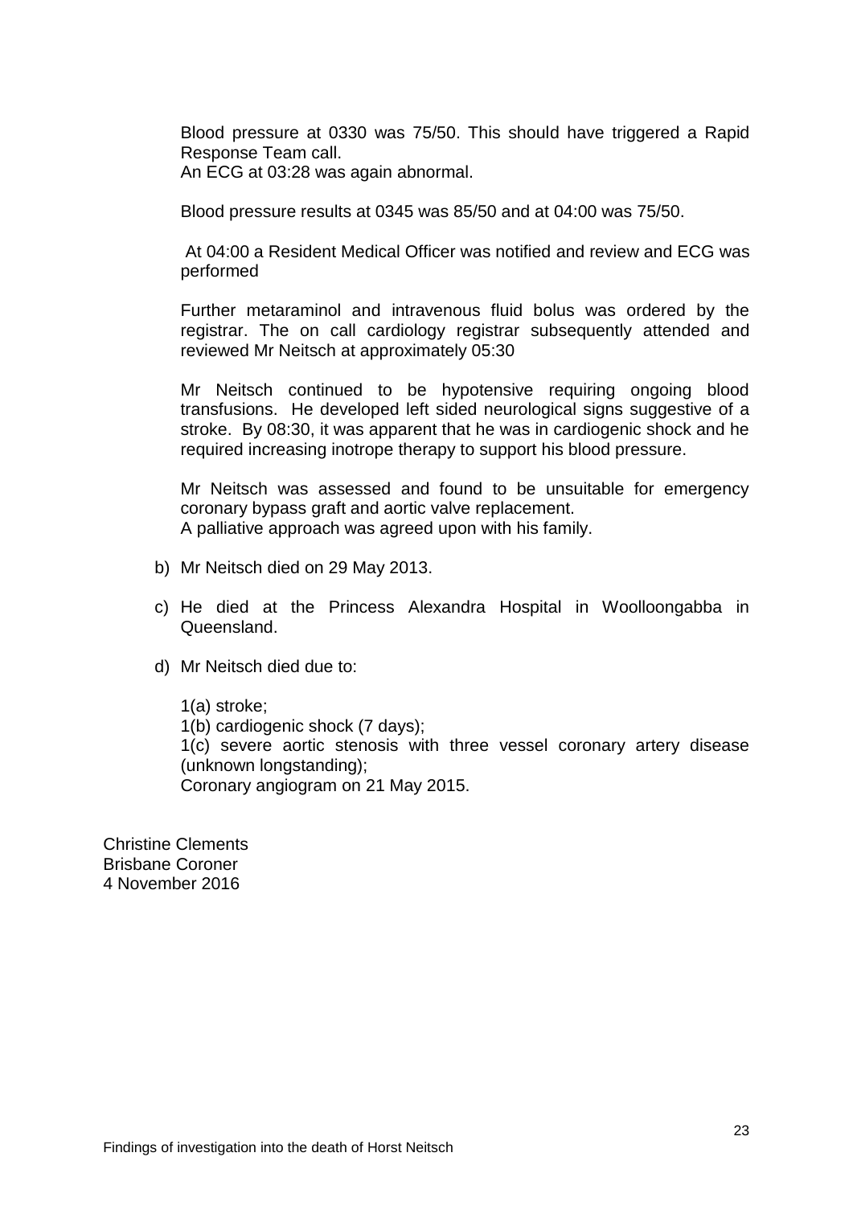Blood pressure at 0330 was 75/50. This should have triggered a Rapid Response Team call.
An ECG at 03:28 was again abnormal.

Blood pressure results at 0345 was 85/50 and at 04:00 was 75/50.

At 04:00 a Resident Medical Officer was notified and review and ECG was performed

Further metaraminol and intravenous fluid bolus was ordered by the registrar. The on call cardiology registrar subsequently attended and reviewed Mr Neitsch at approximately 05:30

Mr Neitsch continued to be hypotensive requiring ongoing blood transfusions. He developed left sided neurological signs suggestive of a stroke. By 08:30, it was apparent that he was in cardiogenic shock and he required increasing inotrope therapy to support his blood pressure.

Mr Neitsch was assessed and found to be unsuitable for emergency coronary bypass graft and aortic valve replacement.
A palliative approach was agreed upon with his family.

b) Mr Neitsch died on 29 May 2013.

c) He died at the Princess Alexandra Hospital in Woolloongabba in Queensland.

d) Mr Neitsch died due to:

1(a) stroke;
1(b) cardiogenic shock (7 days);
1(c) severe aortic stenosis with three vessel coronary artery disease (unknown longstanding);
Coronary angiogram on 21 May 2015.

Christine Clements
Brisbane Coroner
4 November 2016